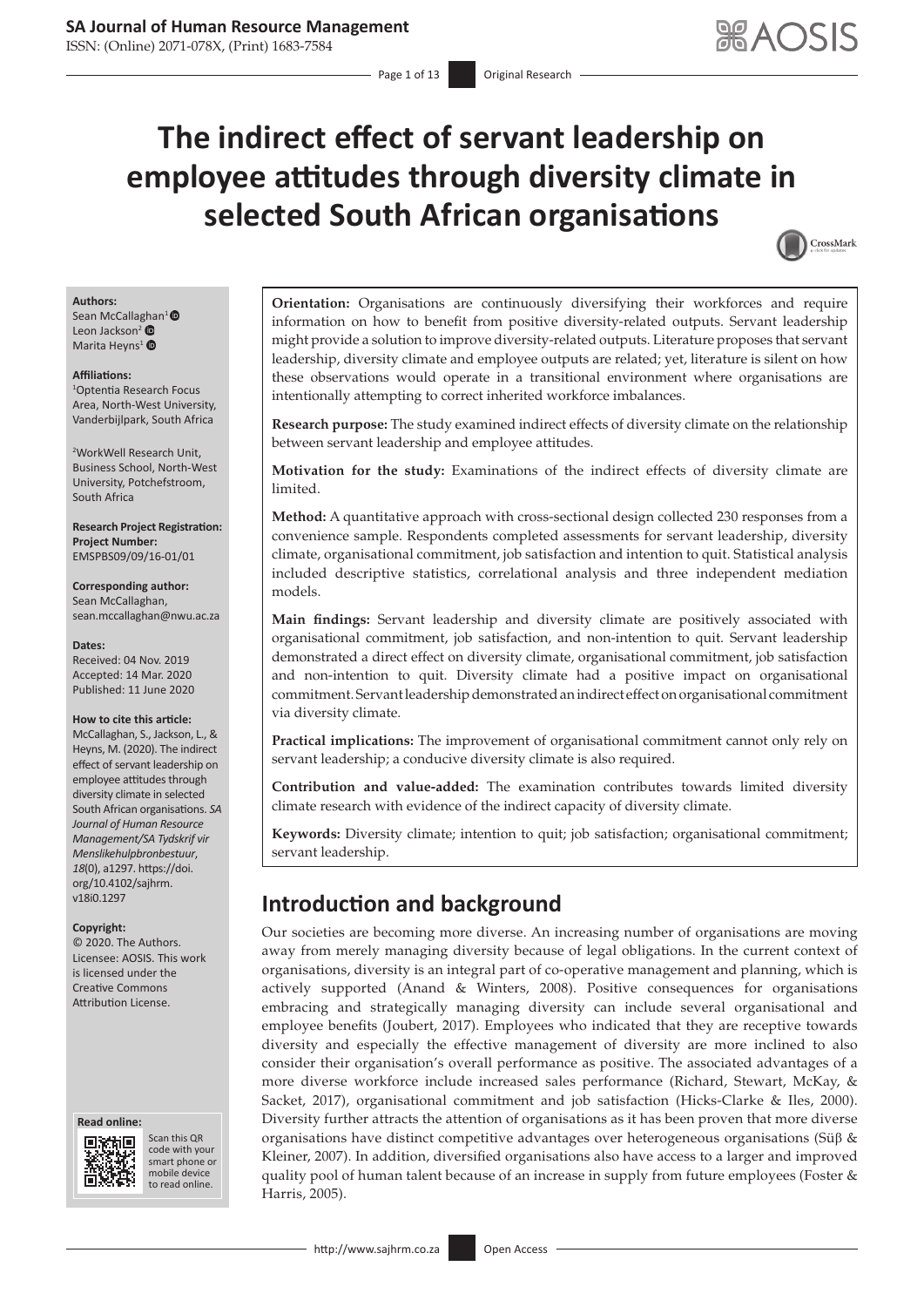# The indirect effect of servant leadership on employee attitudes through diversity climate in selected South African organisations

**Authors:**
Sean McCallaghan[1]
Leon Jackson[2]
Marita Heyns[1]

**Affiliations:**
[1]Optentia Research Focus Area, North-West University, Vanderbijlpark, South Africa

[2]WorkWell Research Unit, Business School, North-West University, Potchefstroom, South Africa

**Research Project Registration:**
**Project Number:**
EMSPBS09/09/16-01/01

**Corresponding author:**
Sean McCallaghan,
sean.mccallaghan@nwu.ac.za

**Dates:**
Received: 04 Nov. 2019
Accepted: 14 Mar. 2020
Published: 11 June 2020

**How to cite this article:**
McCallaghan, S., Jackson, L., & Heyns, M. (2020). The indirect effect of servant leadership on employee attitudes through diversity climate in selected South African organisations. *SA Journal of Human Resource Management/SA Tydskrif vir Menslikehulpbronbestuur*, *18*(0), a1297. https://doi.org/10.4102/sajhrm.v18i0.1297

**Copyright:**
© 2020. The Authors. Licensee: AOSIS. This work is licensed under the Creative Commons Attribution License.

**Read online:**
Scan this QR code with your smart phone or mobile device to read online.

**Orientation:** Organisations are continuously diversifying their workforces and require information on how to benefit from positive diversity-related outputs. Servant leadership might provide a solution to improve diversity-related outputs. Literature proposes that servant leadership, diversity climate and employee outputs are related; yet, literature is silent on how these observations would operate in a transitional environment where organisations are intentionally attempting to correct inherited workforce imbalances.

**Research purpose:** The study examined indirect effects of diversity climate on the relationship between servant leadership and employee attitudes.

**Motivation for the study:** Examinations of the indirect effects of diversity climate are limited.

**Method:** A quantitative approach with cross-sectional design collected 230 responses from a convenience sample. Respondents completed assessments for servant leadership, diversity climate, organisational commitment, job satisfaction and intention to quit. Statistical analysis included descriptive statistics, correlational analysis and three independent mediation models.

**Main findings:** Servant leadership and diversity climate are positively associated with organisational commitment, job satisfaction, and non-intention to quit. Servant leadership demonstrated a direct effect on diversity climate, organisational commitment, job satisfaction and non-intention to quit. Diversity climate had a positive impact on organisational commitment. Servant leadership demonstrated an indirect effect on organisational commitment via diversity climate.

**Practical implications:** The improvement of organisational commitment cannot only rely on servant leadership; a conducive diversity climate is also required.

**Contribution and value-added:** The examination contributes towards limited diversity climate research with evidence of the indirect capacity of diversity climate.

**Keywords:** Diversity climate; intention to quit; job satisfaction; organisational commitment; servant leadership.

## Introduction and background

Our societies are becoming more diverse. An increasing number of organisations are moving away from merely managing diversity because of legal obligations. In the current context of organisations, diversity is an integral part of co-operative management and planning, which is actively supported (Anand & Winters, 2008). Positive consequences for organisations embracing and strategically managing diversity can include several organisational and employee benefits (Joubert, 2017). Employees who indicated that they are receptive towards diversity and especially the effective management of diversity are more inclined to also consider their organisation's overall performance as positive. The associated advantages of a more diverse workforce include increased sales performance (Richard, Stewart, McKay, & Sacket, 2017), organisational commitment and job satisfaction (Hicks-Clarke & Iles, 2000). Diversity further attracts the attention of organisations as it has been proven that more diverse organisations have distinct competitive advantages over heterogeneous organisations (Süβ & Kleiner, 2007). In addition, diversified organisations also have access to a larger and improved quality pool of human talent because of an increase in supply from future employees (Foster & Harris, 2005).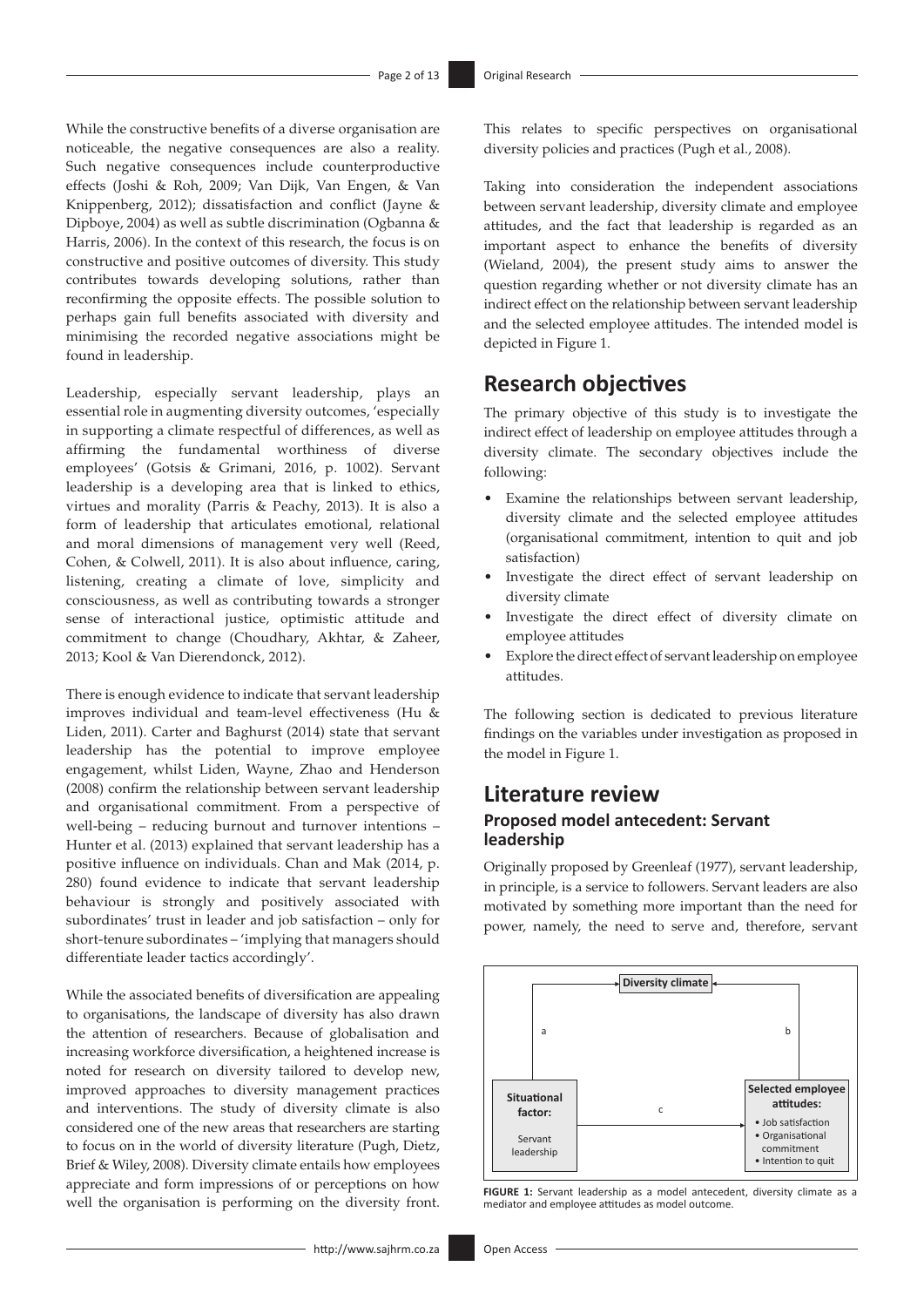While the constructive benefits of a diverse organisation are noticeable, the negative consequences are also a reality. Such negative consequences include counterproductive effects (Joshi & Roh, 2009; Van Dijk, Van Engen, & Van Knippenberg, 2012); dissatisfaction and conflict (Jayne & Dipboye, 2004) as well as subtle discrimination (Ogbanna & Harris, 2006). In the context of this research, the focus is on constructive and positive outcomes of diversity. This study contributes towards developing solutions, rather than reconfirming the opposite effects. The possible solution to perhaps gain full benefits associated with diversity and minimising the recorded negative associations might be found in leadership.

Leadership, especially servant leadership, plays an essential role in augmenting diversity outcomes, 'especially in supporting a climate respectful of differences, as well as affirming the fundamental worthiness of diverse employees' (Gotsis & Grimani, 2016, p. 1002). Servant leadership is a developing area that is linked to ethics, virtues and morality (Parris & Peachy, 2013). It is also a form of leadership that articulates emotional, relational and moral dimensions of management very well (Reed, Cohen, & Colwell, 2011). It is also about influence, caring, listening, creating a climate of love, simplicity and consciousness, as well as contributing towards a stronger sense of interactional justice, optimistic attitude and commitment to change (Choudhary, Akhtar, & Zaheer, 2013; Kool & Van Dierendonck, 2012).

There is enough evidence to indicate that servant leadership improves individual and team-level effectiveness (Hu & Liden, 2011). Carter and Baghurst (2014) state that servant leadership has the potential to improve employee engagement, whilst Liden, Wayne, Zhao and Henderson (2008) confirm the relationship between servant leadership and organisational commitment. From a perspective of well-being – reducing burnout and turnover intentions – Hunter et al. (2013) explained that servant leadership has a positive influence on individuals. Chan and Mak (2014, p. 280) found evidence to indicate that servant leadership behaviour is strongly and positively associated with subordinates' trust in leader and job satisfaction – only for short-tenure subordinates – 'implying that managers should differentiate leader tactics accordingly'.

While the associated benefits of diversification are appealing to organisations, the landscape of diversity has also drawn the attention of researchers. Because of globalisation and increasing workforce diversification, a heightened increase is noted for research on diversity tailored to develop new, improved approaches to diversity management practices and interventions. The study of diversity climate is also considered one of the new areas that researchers are starting to focus on in the world of diversity literature (Pugh, Dietz, Brief & Wiley, 2008). Diversity climate entails how employees appreciate and form impressions of or perceptions on how well the organisation is performing on the diversity front. This relates to specific perspectives on organisational diversity policies and practices (Pugh et al., 2008).

Taking into consideration the independent associations between servant leadership, diversity climate and employee attitudes, and the fact that leadership is regarded as an important aspect to enhance the benefits of diversity (Wieland, 2004), the present study aims to answer the question regarding whether or not diversity climate has an indirect effect on the relationship between servant leadership and the selected employee attitudes. The intended model is depicted in Figure 1.

## Research objectives

The primary objective of this study is to investigate the indirect effect of leadership on employee attitudes through a diversity climate. The secondary objectives include the following:

- Examine the relationships between servant leadership, diversity climate and the selected employee attitudes (organisational commitment, intention to quit and job satisfaction)
- Investigate the direct effect of servant leadership on diversity climate
- Investigate the direct effect of diversity climate on employee attitudes
- Explore the direct effect of servant leadership on employee attitudes.

The following section is dedicated to previous literature findings on the variables under investigation as proposed in the model in Figure 1.

## Literature review

### Proposed model antecedent: Servant leadership

Originally proposed by Greenleaf (1977), servant leadership, in principle, is a service to followers. Servant leaders are also motivated by something more important than the need for power, namely, the need to serve and, therefore, servant

Diversity climate

a

b

c

**Situational factor:**
Servant leadership

**Selected employee attitudes:**
- Job satisfaction
- Organisational commitment
- Intention to quit

**FIGURE 1:** Servant leadership as a model antecedent, diversity climate as a mediator and employee attitudes as model outcome.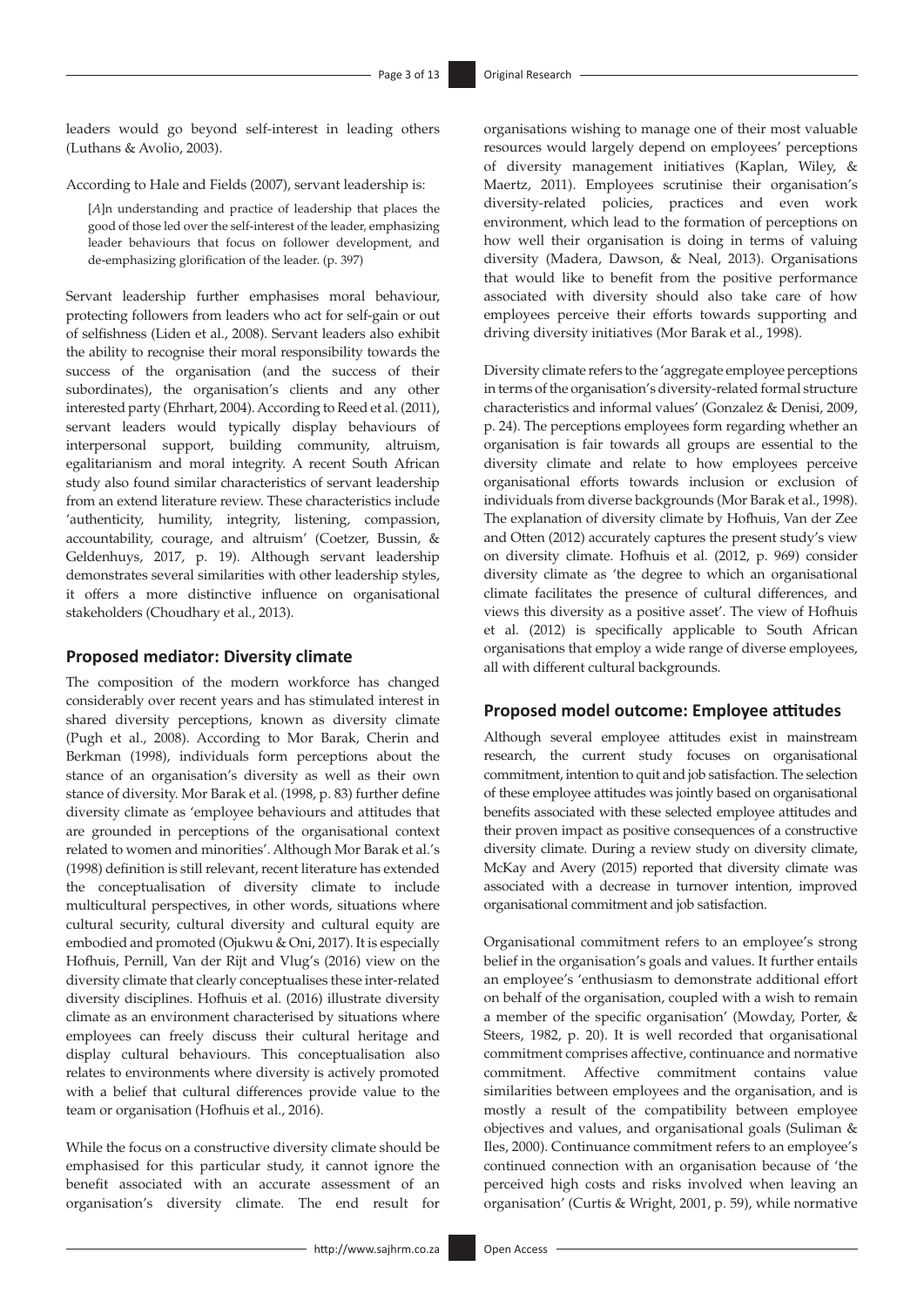leaders would go beyond self-interest in leading others (Luthans & Avolio, 2003).

According to Hale and Fields (2007), servant leadership is:

> [*A*]n understanding and practice of leadership that places the good of those led over the self-interest of the leader, emphasizing leader behaviours that focus on follower development, and de-emphasizing glorification of the leader. (p. 397)

Servant leadership further emphasises moral behaviour, protecting followers from leaders who act for self-gain or out of selfishness (Liden et al., 2008). Servant leaders also exhibit the ability to recognise their moral responsibility towards the success of the organisation (and the success of their subordinates), the organisation's clients and any other interested party (Ehrhart, 2004). According to Reed et al. (2011), servant leaders would typically display behaviours of interpersonal support, building community, altruism, egalitarianism and moral integrity. A recent South African study also found similar characteristics of servant leadership from an extend literature review. These characteristics include 'authenticity, humility, integrity, listening, compassion, accountability, courage, and altruism' (Coetzer, Bussin, & Geldenhuys, 2017, p. 19). Although servant leadership demonstrates several similarities with other leadership styles, it offers a more distinctive influence on organisational stakeholders (Choudhary et al., 2013).

## Proposed mediator: Diversity climate

The composition of the modern workforce has changed considerably over recent years and has stimulated interest in shared diversity perceptions, known as diversity climate (Pugh et al., 2008). According to Mor Barak, Cherin and Berkman (1998), individuals form perceptions about the stance of an organisation's diversity as well as their own stance of diversity. Mor Barak et al. (1998, p. 83) further define diversity climate as 'employee behaviours and attitudes that are grounded in perceptions of the organisational context related to women and minorities'. Although Mor Barak et al.'s (1998) definition is still relevant, recent literature has extended the conceptualisation of diversity climate to include multicultural perspectives, in other words, situations where cultural security, cultural diversity and cultural equity are embodied and promoted (Ojukwu & Oni, 2017). It is especially Hofhuis, Pernill, Van der Rijt and Vlug's (2016) view on the diversity climate that clearly conceptualises these inter-related diversity disciplines. Hofhuis et al. (2016) illustrate diversity climate as an environment characterised by situations where employees can freely discuss their cultural heritage and display cultural behaviours. This conceptualisation also relates to environments where diversity is actively promoted with a belief that cultural differences provide value to the team or organisation (Hofhuis et al., 2016).

While the focus on a constructive diversity climate should be emphasised for this particular study, it cannot ignore the benefit associated with an accurate assessment of an organisation's diversity climate. The end result for organisations wishing to manage one of their most valuable resources would largely depend on employees' perceptions of diversity management initiatives (Kaplan, Wiley, & Maertz, 2011). Employees scrutinise their organisation's diversity-related policies, practices and even work environment, which lead to the formation of perceptions on how well their organisation is doing in terms of valuing diversity (Madera, Dawson, & Neal, 2013). Organisations that would like to benefit from the positive performance associated with diversity should also take care of how employees perceive their efforts towards supporting and driving diversity initiatives (Mor Barak et al., 1998).

Diversity climate refers to the 'aggregate employee perceptions in terms of the organisation's diversity-related formal structure characteristics and informal values' (Gonzalez & Denisi, 2009, p. 24). The perceptions employees form regarding whether an organisation is fair towards all groups are essential to the diversity climate and relate to how employees perceive organisational efforts towards inclusion or exclusion of individuals from diverse backgrounds (Mor Barak et al., 1998). The explanation of diversity climate by Hofhuis, Van der Zee and Otten (2012) accurately captures the present study's view on diversity climate. Hofhuis et al. (2012, p. 969) consider diversity climate as 'the degree to which an organisational climate facilitates the presence of cultural differences, and views this diversity as a positive asset'. The view of Hofhuis et al. (2012) is specifically applicable to South African organisations that employ a wide range of diverse employees, all with different cultural backgrounds.

## Proposed model outcome: Employee attitudes

Although several employee attitudes exist in mainstream research, the current study focuses on organisational commitment, intention to quit and job satisfaction. The selection of these employee attitudes was jointly based on organisational benefits associated with these selected employee attitudes and their proven impact as positive consequences of a constructive diversity climate. During a review study on diversity climate, McKay and Avery (2015) reported that diversity climate was associated with a decrease in turnover intention, improved organisational commitment and job satisfaction.

Organisational commitment refers to an employee's strong belief in the organisation's goals and values. It further entails an employee's 'enthusiasm to demonstrate additional effort on behalf of the organisation, coupled with a wish to remain a member of the specific organisation' (Mowday, Porter, & Steers, 1982, p. 20). It is well recorded that organisational commitment comprises affective, continuance and normative commitment. Affective commitment contains value similarities between employees and the organisation, and is mostly a result of the compatibility between employee objectives and values, and organisational goals (Suliman & Iles, 2000). Continuance commitment refers to an employee's continued connection with an organisation because of 'the perceived high costs and risks involved when leaving an organisation' (Curtis & Wright, 2001, p. 59), while normative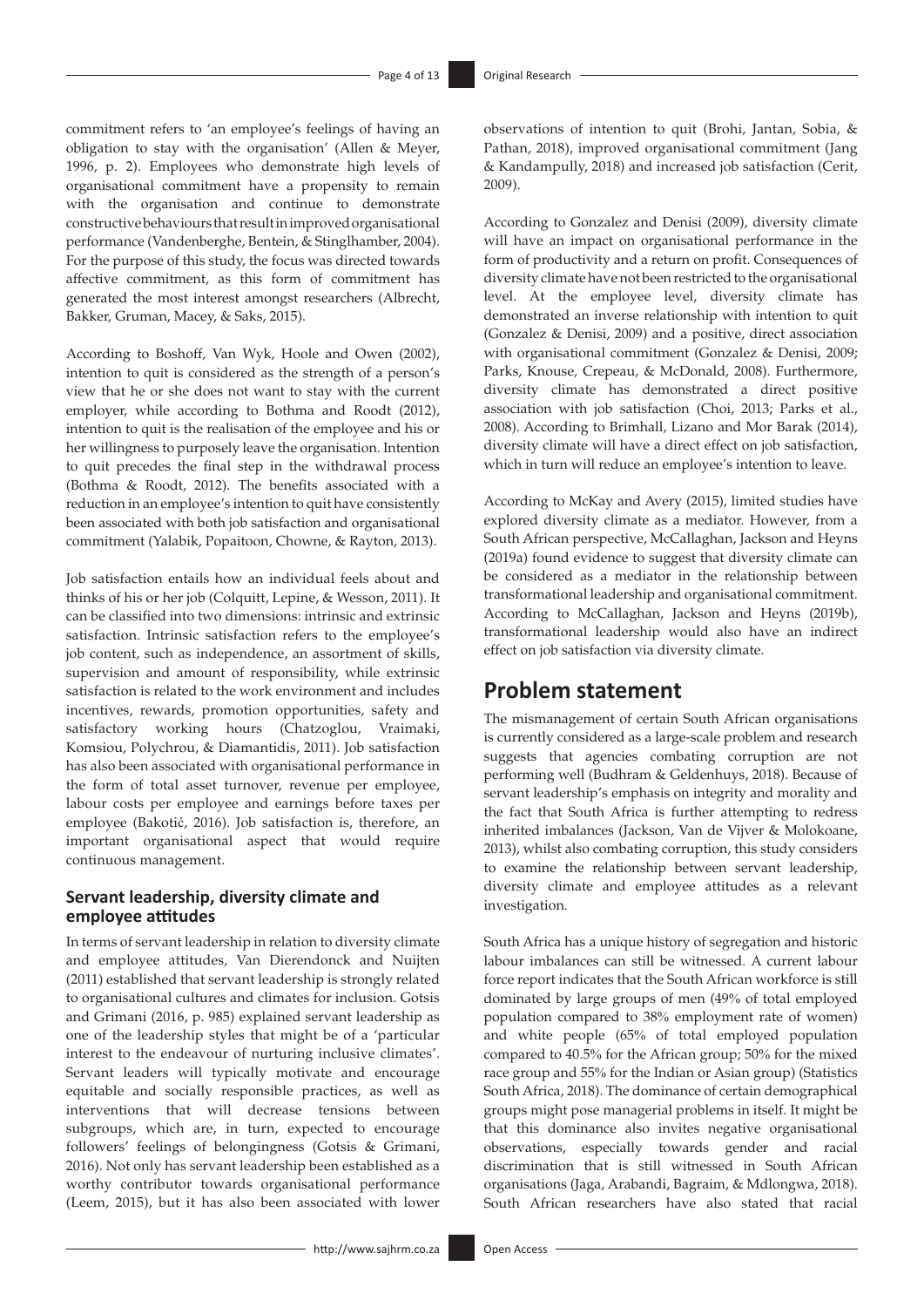commitment refers to 'an employee's feelings of having an obligation to stay with the organisation' (Allen & Meyer, 1996, p. 2). Employees who demonstrate high levels of organisational commitment have a propensity to remain with the organisation and continue to demonstrate constructive behaviours that result in improved organisational performance (Vandenberghe, Bentein, & Stinglhamber, 2004). For the purpose of this study, the focus was directed towards affective commitment, as this form of commitment has generated the most interest amongst researchers (Albrecht, Bakker, Gruman, Macey, & Saks, 2015).

According to Boshoff, Van Wyk, Hoole and Owen (2002), intention to quit is considered as the strength of a person's view that he or she does not want to stay with the current employer, while according to Bothma and Roodt (2012), intention to quit is the realisation of the employee and his or her willingness to purposely leave the organisation. Intention to quit precedes the final step in the withdrawal process (Bothma & Roodt, 2012). The benefits associated with a reduction in an employee's intention to quit have consistently been associated with both job satisfaction and organisational commitment (Yalabik, Popaitoon, Chowne, & Rayton, 2013).

Job satisfaction entails how an individual feels about and thinks of his or her job (Colquitt, Lepine, & Wesson, 2011). It can be classified into two dimensions: intrinsic and extrinsic satisfaction. Intrinsic satisfaction refers to the employee's job content, such as independence, an assortment of skills, supervision and amount of responsibility, while extrinsic satisfaction is related to the work environment and includes incentives, rewards, promotion opportunities, safety and satisfactory working hours (Chatzoglou, Vraimaki, Komsiou, Polychrou, & Diamantidis, 2011). Job satisfaction has also been associated with organisational performance in the form of total asset turnover, revenue per employee, labour costs per employee and earnings before taxes per employee (Bakotić, 2016). Job satisfaction is, therefore, an important organisational aspect that would require continuous management.

### Servant leadership, diversity climate and employee attitudes

In terms of servant leadership in relation to diversity climate and employee attitudes, Van Dierendonck and Nuijten (2011) established that servant leadership is strongly related to organisational cultures and climates for inclusion. Gotsis and Grimani (2016, p. 985) explained servant leadership as one of the leadership styles that might be of a 'particular interest to the endeavour of nurturing inclusive climates'. Servant leaders will typically motivate and encourage equitable and socially responsible practices, as well as interventions that will decrease tensions between subgroups, which are, in turn, expected to encourage followers' feelings of belongingness (Gotsis & Grimani, 2016). Not only has servant leadership been established as a worthy contributor towards organisational performance (Leem, 2015), but it has also been associated with lower observations of intention to quit (Brohi, Jantan, Sobia, & Pathan, 2018), improved organisational commitment (Jang & Kandampully, 2018) and increased job satisfaction (Cerit, 2009).

According to Gonzalez and Denisi (2009), diversity climate will have an impact on organisational performance in the form of productivity and a return on profit. Consequences of diversity climate have not been restricted to the organisational level. At the employee level, diversity climate has demonstrated an inverse relationship with intention to quit (Gonzalez & Denisi, 2009) and a positive, direct association with organisational commitment (Gonzalez & Denisi, 2009; Parks, Knouse, Crepeau, & McDonald, 2008). Furthermore, diversity climate has demonstrated a direct positive association with job satisfaction (Choi, 2013; Parks et al., 2008). According to Brimhall, Lizano and Mor Barak (2014), diversity climate will have a direct effect on job satisfaction, which in turn will reduce an employee's intention to leave.

According to McKay and Avery (2015), limited studies have explored diversity climate as a mediator. However, from a South African perspective, McCallaghan, Jackson and Heyns (2019a) found evidence to suggest that diversity climate can be considered as a mediator in the relationship between transformational leadership and organisational commitment. According to McCallaghan, Jackson and Heyns (2019b), transformational leadership would also have an indirect effect on job satisfaction via diversity climate.

## Problem statement

The mismanagement of certain South African organisations is currently considered as a large-scale problem and research suggests that agencies combating corruption are not performing well (Budhram & Geldenhuys, 2018). Because of servant leadership's emphasis on integrity and morality and the fact that South Africa is further attempting to redress inherited imbalances (Jackson, Van de Vijver & Molokoane, 2013), whilst also combating corruption, this study considers to examine the relationship between servant leadership, diversity climate and employee attitudes as a relevant investigation.

South Africa has a unique history of segregation and historic labour imbalances can still be witnessed. A current labour force report indicates that the South African workforce is still dominated by large groups of men (49% of total employed population compared to 38% employment rate of women) and white people (65% of total employed population compared to 40.5% for the African group; 50% for the mixed race group and 55% for the Indian or Asian group) (Statistics South Africa, 2018). The dominance of certain demographical groups might pose managerial problems in itself. It might be that this dominance also invites negative organisational observations, especially towards gender and racial discrimination that is still witnessed in South African organisations (Jaga, Arabandi, Bagraim, & Mdlongwa, 2018). South African researchers have also stated that racial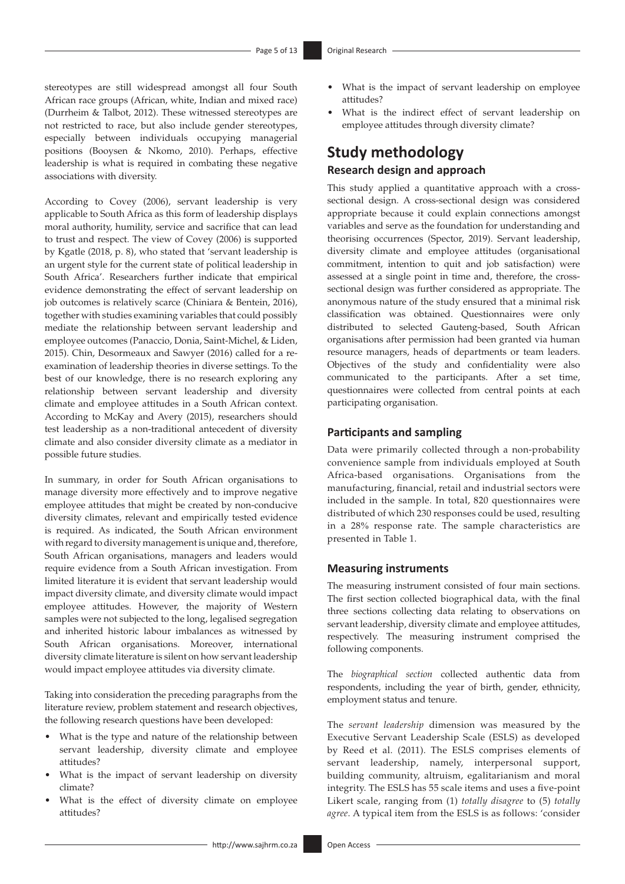stereotypes are still widespread amongst all four South African race groups (African, white, Indian and mixed race) (Durrheim & Talbot, 2012). These witnessed stereotypes are not restricted to race, but also include gender stereotypes, especially between individuals occupying managerial positions (Booysen & Nkomo, 2010). Perhaps, effective leadership is what is required in combating these negative associations with diversity.

According to Covey (2006), servant leadership is very applicable to South Africa as this form of leadership displays moral authority, humility, service and sacrifice that can lead to trust and respect. The view of Covey (2006) is supported by Kgatle (2018, p. 8), who stated that 'servant leadership is an urgent style for the current state of political leadership in South Africa'. Researchers further indicate that empirical evidence demonstrating the effect of servant leadership on job outcomes is relatively scarce (Chiniara & Bentein, 2016), together with studies examining variables that could possibly mediate the relationship between servant leadership and employee outcomes (Panaccio, Donia, Saint-Michel, & Liden, 2015). Chin, Desormeaux and Sawyer (2016) called for a re-examination of leadership theories in diverse settings. To the best of our knowledge, there is no research exploring any relationship between servant leadership and diversity climate and employee attitudes in a South African context. According to McKay and Avery (2015), researchers should test leadership as a non-traditional antecedent of diversity climate and also consider diversity climate as a mediator in possible future studies.

In summary, in order for South African organisations to manage diversity more effectively and to improve negative employee attitudes that might be created by non-conducive diversity climates, relevant and empirically tested evidence is required. As indicated, the South African environment with regard to diversity management is unique and, therefore, South African organisations, managers and leaders would require evidence from a South African investigation. From limited literature it is evident that servant leadership would impact diversity climate, and diversity climate would impact employee attitudes. However, the majority of Western samples were not subjected to the long, legalised segregation and inherited historic labour imbalances as witnessed by South African organisations. Moreover, international diversity climate literature is silent on how servant leadership would impact employee attitudes via diversity climate.

Taking into consideration the preceding paragraphs from the literature review, problem statement and research objectives, the following research questions have been developed:

- What is the type and nature of the relationship between servant leadership, diversity climate and employee attitudes?
- What is the impact of servant leadership on diversity climate?
- What is the effect of diversity climate on employee attitudes?
- What is the impact of servant leadership on employee attitudes?
- What is the indirect effect of servant leadership on employee attitudes through diversity climate?

# Study methodology

## Research design and approach

This study applied a quantitative approach with a cross-sectional design. A cross-sectional design was considered appropriate because it could explain connections amongst variables and serve as the foundation for understanding and theorising occurrences (Spector, 2019). Servant leadership, diversity climate and employee attitudes (organisational commitment, intention to quit and job satisfaction) were assessed at a single point in time and, therefore, the cross-sectional design was further considered as appropriate. The anonymous nature of the study ensured that a minimal risk classification was obtained. Questionnaires were only distributed to selected Gauteng-based, South African organisations after permission had been granted via human resource managers, heads of departments or team leaders. Objectives of the study and confidentiality were also communicated to the participants. After a set time, questionnaires were collected from central points at each participating organisation.

## Participants and sampling

Data were primarily collected through a non-probability convenience sample from individuals employed at South Africa-based organisations. Organisations from the manufacturing, financial, retail and industrial sectors were included in the sample. In total, 820 questionnaires were distributed of which 230 responses could be used, resulting in a 28% response rate. The sample characteristics are presented in Table 1.

## Measuring instruments

The measuring instrument consisted of four main sections. The first section collected biographical data, with the final three sections collecting data relating to observations on servant leadership, diversity climate and employee attitudes, respectively. The measuring instrument comprised the following components.

The *biographical section* collected authentic data from respondents, including the year of birth, gender, ethnicity, employment status and tenure.

The *servant leadership* dimension was measured by the Executive Servant Leadership Scale (ESLS) as developed by Reed et al. (2011). The ESLS comprises elements of servant leadership, namely, interpersonal support, building community, altruism, egalitarianism and moral integrity. The ESLS has 55 scale items and uses a five-point Likert scale, ranging from (1) *totally disagree* to (5) *totally agree*. A typical item from the ESLS is as follows: 'consider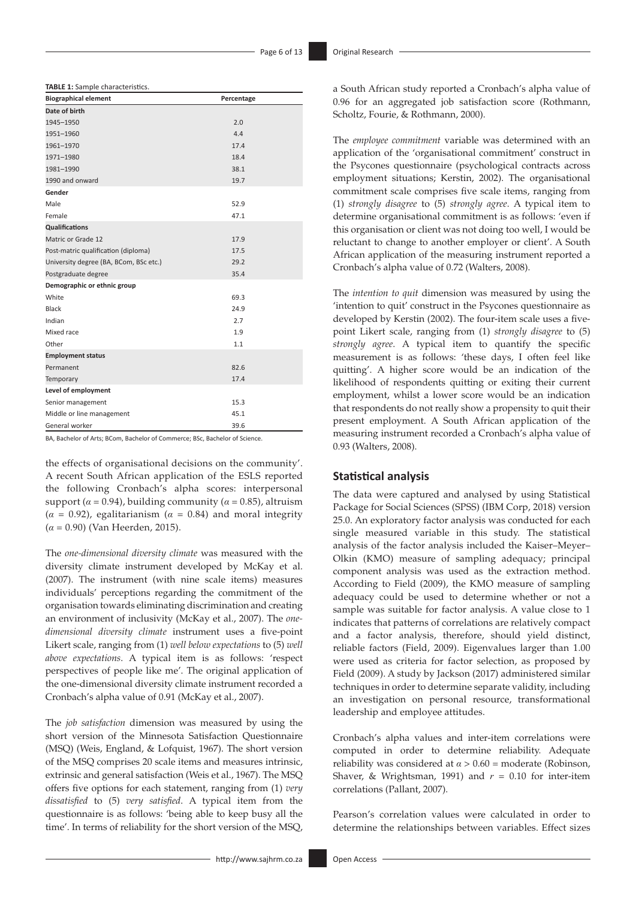**TABLE 1:** Sample characteristics.

| Biographical element | Percentage |
|---|---|
| **Date of birth** | |
| 1945–1950 | 2.0 |
| 1951–1960 | 4.4 |
| 1961–1970 | 17.4 |
| 1971–1980 | 18.4 |
| 1981–1990 | 38.1 |
| 1990 and onward | 19.7 |
| **Gender** | |
| Male | 52.9 |
| Female | 47.1 |
| **Qualifications** | |
| Matric or Grade 12 | 17.9 |
| Post-matric qualification (diploma) | 17.5 |
| University degree (BA, BCom, BSc etc.) | 29.2 |
| Postgraduate degree | 35.4 |
| **Demographic or ethnic group** | |
| White | 69.3 |
| Black | 24.9 |
| Indian | 2.7 |
| Mixed race | 1.9 |
| Other | 1.1 |
| **Employment status** | |
| Permanent | 82.6 |
| Temporary | 17.4 |
| **Level of employment** | |
| Senior management | 15.3 |
| Middle or line management | 45.1 |
| General worker | 39.6 |

BA, Bachelor of Arts; BCom, Bachelor of Commerce; BSc, Bachelor of Science.

the effects of organisational decisions on the community'. A recent South African application of the ESLS reported the following Cronbach's alpha scores: interpersonal support ($\alpha = 0.94$), building community ($\alpha = 0.85$), altruism ($\alpha = 0.92$), egalitarianism ($\alpha = 0.84$) and moral integrity ($\alpha = 0.90$) (Van Heerden, 2015).

The *one-dimensional diversity climate* was measured with the diversity climate instrument developed by McKay et al. (2007). The instrument (with nine scale items) measures individuals' perceptions regarding the commitment of the organisation towards eliminating discrimination and creating an environment of inclusivity (McKay et al., 2007). The *one-dimensional diversity climate* instrument uses a five-point Likert scale, ranging from (1) *well below expectations* to (5) *well above expectations*. A typical item is as follows: 'respect perspectives of people like me'. The original application of the one-dimensional diversity climate instrument recorded a Cronbach's alpha value of 0.91 (McKay et al., 2007).

The *job satisfaction* dimension was measured by using the short version of the Minnesota Satisfaction Questionnaire (MSQ) (Weis, England, & Lofquist, 1967). The short version of the MSQ comprises 20 scale items and measures intrinsic, extrinsic and general satisfaction (Weis et al., 1967). The MSQ offers five options for each statement, ranging from (1) *very dissatisfied* to (5) *very satisfied*. A typical item from the questionnaire is as follows: 'being able to keep busy all the time'. In terms of reliability for the short version of the MSQ, a South African study reported a Cronbach's alpha value of 0.96 for an aggregated job satisfaction score (Rothmann, Scholtz, Fourie, & Rothmann, 2000).

The *employee commitment* variable was determined with an application of the 'organisational commitment' construct in the Psycones questionnaire (psychological contracts across employment situations; Kerstin, 2002). The organisational commitment scale comprises five scale items, ranging from (1) *strongly disagree* to (5) *strongly agree*. A typical item to determine organisational commitment is as follows: 'even if this organisation or client was not doing too well, I would be reluctant to change to another employer or client'. A South African application of the measuring instrument reported a Cronbach's alpha value of 0.72 (Walters, 2008).

The *intention to quit* dimension was measured by using the 'intention to quit' construct in the Psycones questionnaire as developed by Kerstin (2002). The four-item scale uses a five-point Likert scale, ranging from (1) *strongly disagree* to (5) *strongly agree*. A typical item to quantify the specific measurement is as follows: 'these days, I often feel like quitting'. A higher score would be an indication of the likelihood of respondents quitting or exiting their current employment, whilst a lower score would be an indication that respondents do not really show a propensity to quit their present employment. A South African application of the measuring instrument recorded a Cronbach's alpha value of 0.93 (Walters, 2008).

## Statistical analysis

The data were captured and analysed by using Statistical Package for Social Sciences (SPSS) (IBM Corp, 2018) version 25.0. An exploratory factor analysis was conducted for each single measured variable in this study. The statistical analysis of the factor analysis included the Kaiser–Meyer–Olkin (KMO) measure of sampling adequacy; principal component analysis was used as the extraction method. According to Field (2009), the KMO measure of sampling adequacy could be used to determine whether or not a sample was suitable for factor analysis. A value close to 1 indicates that patterns of correlations are relatively compact and a factor analysis, therefore, should yield distinct, reliable factors (Field, 2009). Eigenvalues larger than 1.00 were used as criteria for factor selection, as proposed by Field (2009). A study by Jackson (2017) administered similar techniques in order to determine separate validity, including an investigation on personal resource, transformational leadership and employee attitudes.

Cronbach's alpha values and inter-item correlations were computed in order to determine reliability. Adequate reliability was considered at $\alpha > 0.60$ = moderate (Robinson, Shaver, & Wrightsman, 1991) and $r = 0.10$ for inter-item correlations (Pallant, 2007).

Pearson's correlation values were calculated in order to determine the relationships between variables. Effect sizes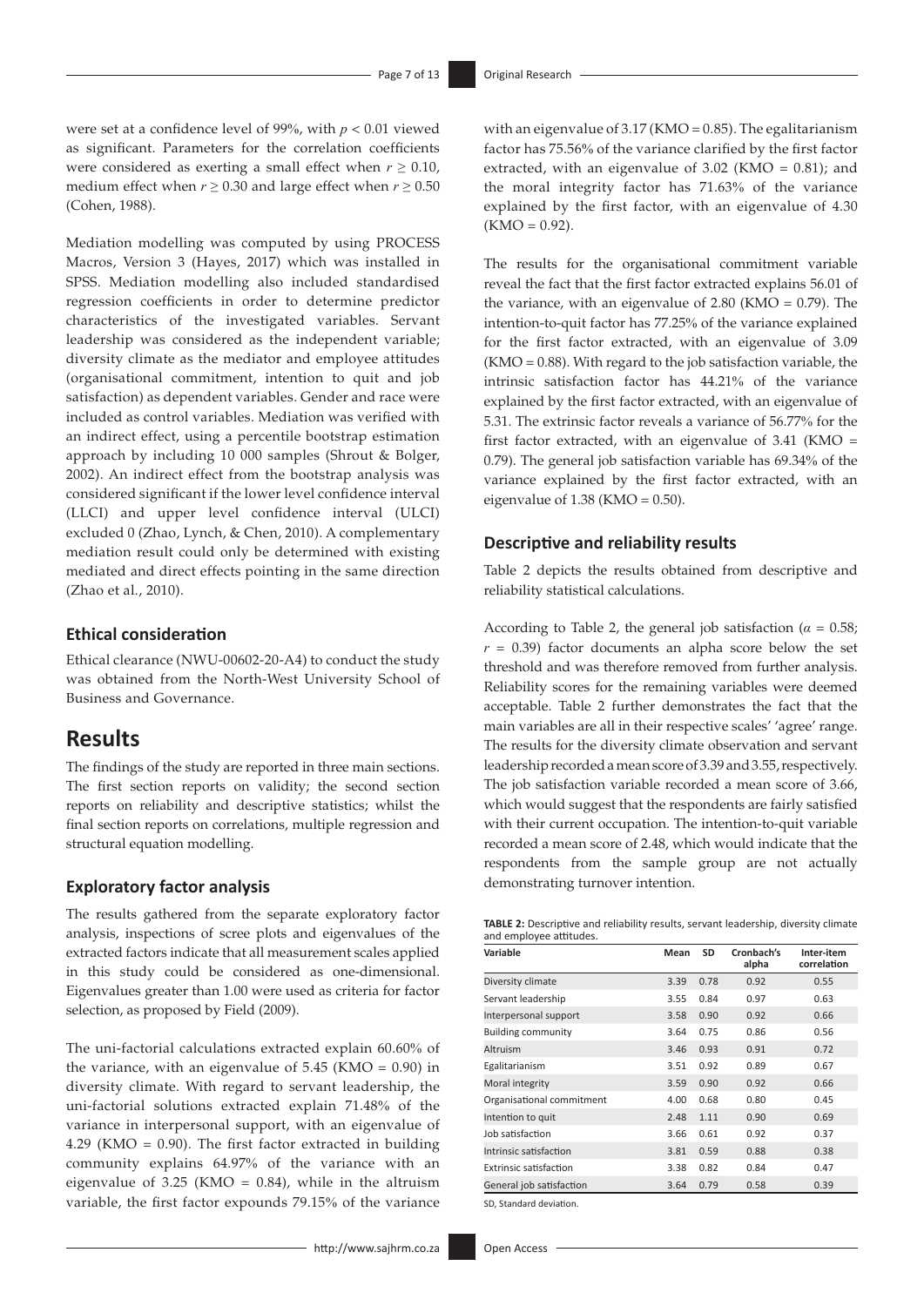were set at a confidence level of 99%, with $p < 0.01$ viewed as significant. Parameters for the correlation coefficients were considered as exerting a small effect when $r \geq 0.10$, medium effect when $r \geq 0.30$ and large effect when $r \geq 0.50$ (Cohen, 1988).

Mediation modelling was computed by using PROCESS Macros, Version 3 (Hayes, 2017) which was installed in SPSS. Mediation modelling also included standardised regression coefficients in order to determine predictor characteristics of the investigated variables. Servant leadership was considered as the independent variable; diversity climate as the mediator and employee attitudes (organisational commitment, intention to quit and job satisfaction) as dependent variables. Gender and race were included as control variables. Mediation was verified with an indirect effect, using a percentile bootstrap estimation approach by including 10 000 samples (Shrout & Bolger, 2002). An indirect effect from the bootstrap analysis was considered significant if the lower level confidence interval (LLCI) and upper level confidence interval (ULCI) excluded 0 (Zhao, Lynch, & Chen, 2010). A complementary mediation result could only be determined with existing mediated and direct effects pointing in the same direction (Zhao et al., 2010).

### Ethical consideration

Ethical clearance (NWU-00602-20-A4) to conduct the study was obtained from the North-West University School of Business and Governance.

## Results

The findings of the study are reported in three main sections. The first section reports on validity; the second section reports on reliability and descriptive statistics; whilst the final section reports on correlations, multiple regression and structural equation modelling.

### Exploratory factor analysis

The results gathered from the separate exploratory factor analysis, inspections of scree plots and eigenvalues of the extracted factors indicate that all measurement scales applied in this study could be considered as one-dimensional. Eigenvalues greater than 1.00 were used as criteria for factor selection, as proposed by Field (2009).

The uni-factorial calculations extracted explain 60.60% of the variance, with an eigenvalue of 5.45 (KMO = 0.90) in diversity climate. With regard to servant leadership, the uni-factorial solutions extracted explain 71.48% of the variance in interpersonal support, with an eigenvalue of 4.29 (KMO = 0.90). The first factor extracted in building community explains 64.97% of the variance with an eigenvalue of 3.25 (KMO = 0.84), while in the altruism variable, the first factor expounds 79.15% of the variance with an eigenvalue of 3.17 (KMO = 0.85). The egalitarianism factor has 75.56% of the variance clarified by the first factor extracted, with an eigenvalue of 3.02 (KMO = 0.81); and the moral integrity factor has 71.63% of the variance explained by the first factor, with an eigenvalue of 4.30 (KMO = 0.92).

The results for the organisational commitment variable reveal the fact that the first factor extracted explains 56.01 of the variance, with an eigenvalue of 2.80 (KMO = 0.79). The intention-to-quit factor has 77.25% of the variance explained for the first factor extracted, with an eigenvalue of 3.09 (KMO = 0.88). With regard to the job satisfaction variable, the intrinsic satisfaction factor has 44.21% of the variance explained by the first factor extracted, with an eigenvalue of 5.31. The extrinsic factor reveals a variance of 56.77% for the first factor extracted, with an eigenvalue of 3.41 (KMO = 0.79). The general job satisfaction variable has 69.34% of the variance explained by the first factor extracted, with an eigenvalue of 1.38 (KMO = 0.50).

### Descriptive and reliability results

Table 2 depicts the results obtained from descriptive and reliability statistical calculations.

According to Table 2, the general job satisfaction ($\alpha = 0.58$; $r = 0.39$) factor documents an alpha score below the set threshold and was therefore removed from further analysis. Reliability scores for the remaining variables were deemed acceptable. Table 2 further demonstrates the fact that the main variables are all in their respective scales' 'agree' range. The results for the diversity climate observation and servant leadership recorded a mean score of 3.39 and 3.55, respectively. The job satisfaction variable recorded a mean score of 3.66, which would suggest that the respondents are fairly satisfied with their current occupation. The intention-to-quit variable recorded a mean score of 2.48, which would indicate that the respondents from the sample group are not actually demonstrating turnover intention.

**TABLE 2:** Descriptive and reliability results, servant leadership, diversity climate and employee attitudes.

| Variable | Mean | SD | Cronbach's alpha | Inter-item correlation |
|---|---|---|---|---|
| Diversity climate | 3.39 | 0.78 | 0.92 | 0.55 |
| Servant leadership | 3.55 | 0.84 | 0.97 | 0.63 |
| Interpersonal support | 3.58 | 0.90 | 0.92 | 0.66 |
| Building community | 3.64 | 0.75 | 0.86 | 0.56 |
| Altruism | 3.46 | 0.93 | 0.91 | 0.72 |
| Egalitarianism | 3.51 | 0.92 | 0.89 | 0.67 |
| Moral integrity | 3.59 | 0.90 | 0.92 | 0.66 |
| Organisational commitment | 4.00 | 0.68 | 0.80 | 0.45 |
| Intention to quit | 2.48 | 1.11 | 0.90 | 0.69 |
| Job satisfaction | 3.66 | 0.61 | 0.92 | 0.37 |
| Intrinsic satisfaction | 3.81 | 0.59 | 0.88 | 0.38 |
| Extrinsic satisfaction | 3.38 | 0.82 | 0.84 | 0.47 |
| General job satisfaction | 3.64 | 0.79 | 0.58 | 0.39 |

SD, Standard deviation.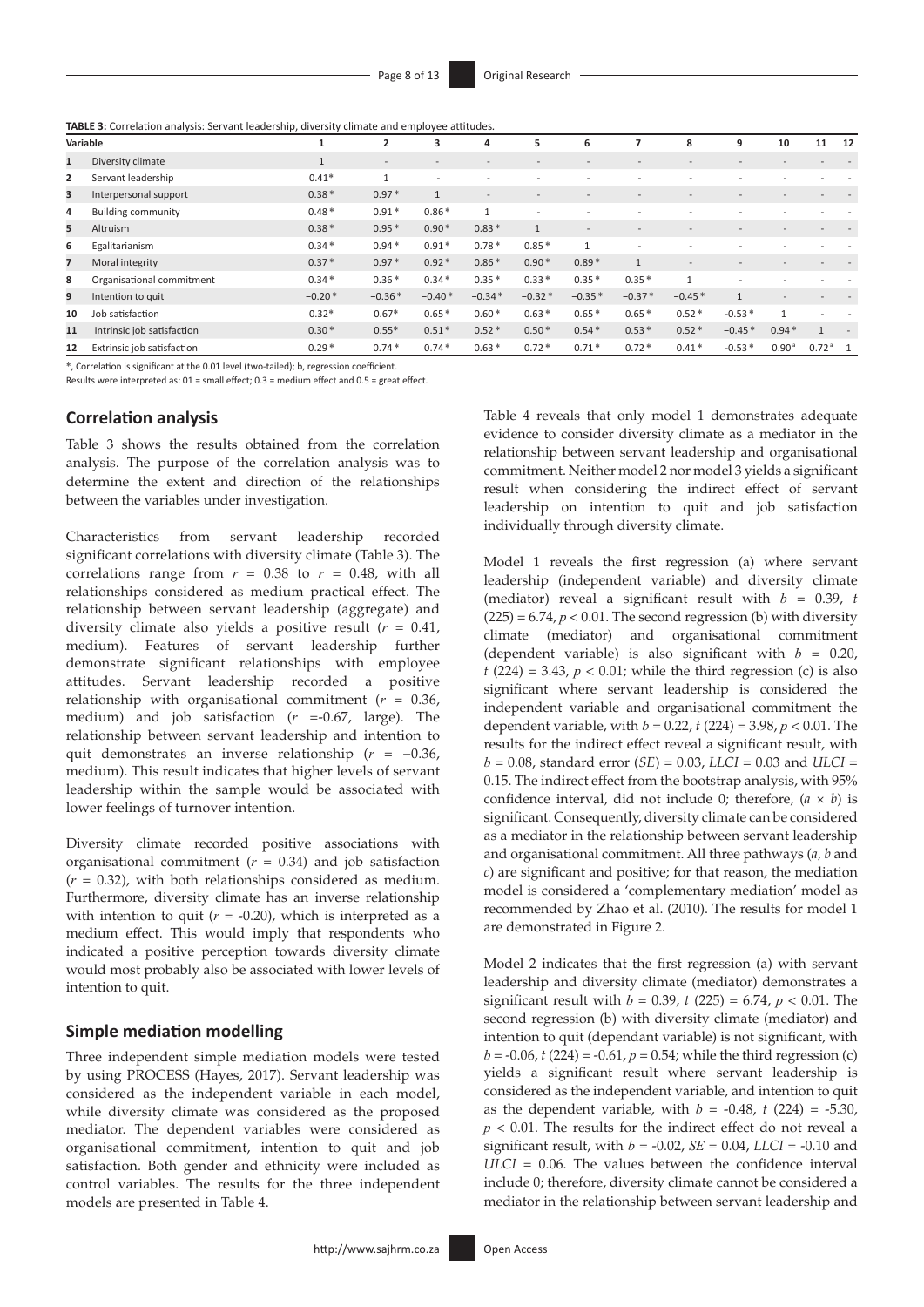**TABLE 3:** Correlation analysis: Servant leadership, diversity climate and employee attitudes.

| Variable | | 1 | 2 | 3 | 4 | 5 | 6 | 7 | 8 | 9 | 10 | 11 | 12 |
|---|---|---|---|---|---|---|---|---|---|---|---|---|---|
| 1 | Diversity climate | 1 | - | - | - | - | - | - | - | - | - | - | - |
| 2 | Servant leadership | 0.41* | 1 | - | - | - | - | - | - | - | - | - | - |
| 3 | Interpersonal support | 0.38* | 0.97* | 1 | - | - | - | - | - | - | - | - | - |
| 4 | Building community | 0.48* | 0.91* | 0.86* | 1 | - | - | - | - | - | - | - | - |
| 5 | Altruism | 0.38* | 0.95* | 0.90* | 0.83* | 1 | - | - | - | - | - | - | - |
| 6 | Egalitarianism | 0.34* | 0.94* | 0.91* | 0.78* | 0.85* | 1 | - | - | - | - | - | - |
| 7 | Moral integrity | 0.37* | 0.97* | 0.92* | 0.86* | 0.90* | 0.89* | 1 | - | - | - | - | - |
| 8 | Organisational commitment | 0.34* | 0.36* | 0.34* | 0.35* | 0.33* | 0.35* | 0.35* | 1 | - | - | - | - |
| 9 | Intention to quit | −0.20* | −0.36* | −0.40* | −0.34* | −0.32* | −0.35* | −0.37* | −0.45* | 1 | - | - | - |
| 10 | Job satisfaction | 0.32* | 0.67* | 0.65* | 0.60* | 0.63* | 0.65* | 0.65* | 0.52* | -0.53* | 1 | - | - |
| 11 | Intrinsic job satisfaction | 0.30* | 0.55* | 0.51* | 0.52* | 0.50* | 0.54* | 0.53* | 0.52* | −0.45* | 0.94* | 1 | - |
| 12 | Extrinsic job satisfaction | 0.29* | 0.74* | 0.74* | 0.63* | 0.72* | 0.71* | 0.72* | 0.41* | -0.53* | 0.90[a] | 0.72[a] | 1 |

*, Correlation is significant at the 0.01 level (two-tailed); b, regression coefficient.

Results were interpreted as: 01 = small effect; 0.3 = medium effect and 0.5 = great effect.

## Correlation analysis

Table 3 shows the results obtained from the correlation analysis. The purpose of the correlation analysis was to determine the extent and direction of the relationships between the variables under investigation.

Characteristics from servant leadership recorded significant correlations with diversity climate (Table 3). The correlations range from $r = 0.38$ to $r = 0.48$, with all relationships considered as medium practical effect. The relationship between servant leadership (aggregate) and diversity climate also yields a positive result ($r = 0.41$, medium). Features of servant leadership further demonstrate significant relationships with employee attitudes. Servant leadership recorded a positive relationship with organisational commitment ($r = 0.36$, medium) and job satisfaction ($r$ =-0.67, large). The relationship between servant leadership and intention to quit demonstrates an inverse relationship ($r = -0.36$, medium). This result indicates that higher levels of servant leadership within the sample would be associated with lower feelings of turnover intention.

Diversity climate recorded positive associations with organisational commitment ($r = 0.34$) and job satisfaction ($r = 0.32$), with both relationships considered as medium. Furthermore, diversity climate has an inverse relationship with intention to quit ($r = -0.20$), which is interpreted as a medium effect. This would imply that respondents who indicated a positive perception towards diversity climate would most probably also be associated with lower levels of intention to quit.

## Simple mediation modelling

Three independent simple mediation models were tested by using PROCESS (Hayes, 2017). Servant leadership was considered as the independent variable in each model, while diversity climate was considered as the proposed mediator. The dependent variables were considered as organisational commitment, intention to quit and job satisfaction. Both gender and ethnicity were included as control variables. The results for the three independent models are presented in Table 4.

Table 4 reveals that only model 1 demonstrates adequate evidence to consider diversity climate as a mediator in the relationship between servant leadership and organisational commitment. Neither model 2 nor model 3 yields a significant result when considering the indirect effect of servant leadership on intention to quit and job satisfaction individually through diversity climate.

Model 1 reveals the first regression (a) where servant leadership (independent variable) and diversity climate (mediator) reveal a significant result with $b = 0.39$, $t$ $(225) = 6.74$, $p < 0.01$. The second regression (b) with diversity climate (mediator) and organisational commitment (dependent variable) is also significant with $b = 0.20$, $t$ $(224) = 3.43$, $p < 0.01$; while the third regression (c) is also significant where servant leadership is considered the independent variable and organisational commitment the dependent variable, with $b = 0.22$, $t$ $(224) = 3.98$, $p < 0.01$. The results for the indirect effect reveal a significant result, with $b = 0.08$, standard error ($SE$) = 0.03, $LLCI$ = 0.03 and $ULCI$ = 0.15. The indirect effect from the bootstrap analysis, with 95% confidence interval, did not include 0; therefore, ($a \times b$) is significant. Consequently, diversity climate can be considered as a mediator in the relationship between servant leadership and organisational commitment. All three pathways ($a$, $b$ and $c$) are significant and positive; for that reason, the mediation model is considered a 'complementary mediation' model as recommended by Zhao et al. (2010). The results for model 1 are demonstrated in Figure 2.

Model 2 indicates that the first regression (a) with servant leadership and diversity climate (mediator) demonstrates a significant result with $b = 0.39$, $t$ $(225) = 6.74$, $p < 0.01$. The second regression (b) with diversity climate (mediator) and intention to quit (dependant variable) is not significant, with $b = -0.06$, $t$ $(224) = -0.61$, $p = 0.54$; while the third regression (c) yields a significant result where servant leadership is considered as the independent variable, and intention to quit as the dependent variable, with $b = -0.48$, $t$ $(224) = -5.30$, $p < 0.01$. The results for the indirect effect do not reveal a significant result, with $b = -0.02$, $SE = 0.04$, $LLCI = -0.10$ and $ULCI = 0.06$. The values between the confidence interval include 0; therefore, diversity climate cannot be considered a mediator in the relationship between servant leadership and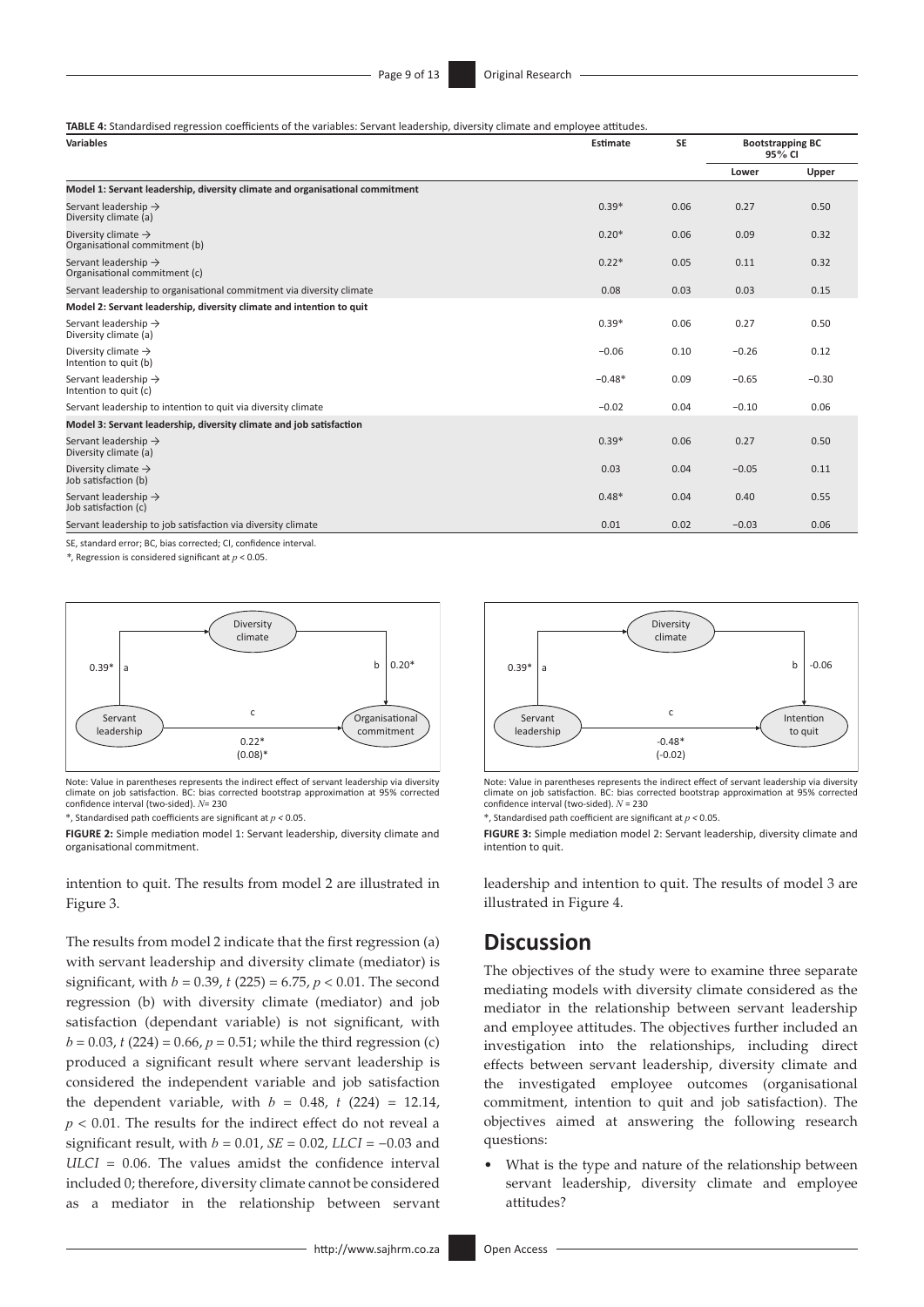**TABLE 4:** Standardised regression coefficients of the variables: Servant leadership, diversity climate and employee attitudes.

| Variables | Estimate | SE | Bootstrapping BC 95% CI | |
|---|---|---|---|---|
| | | | Lower | Upper |
| **Model 1: Servant leadership, diversity climate and organisational commitment** | | | | |
| Servant leadership → Diversity climate (a) | 0.39* | 0.06 | 0.27 | 0.50 |
| Diversity climate → Organisational commitment (b) | 0.20* | 0.06 | 0.09 | 0.32 |
| Servant leadership → Organisational commitment (c) | 0.22* | 0.05 | 0.11 | 0.32 |
| Servant leadership to organisational commitment via diversity climate | 0.08 | 0.03 | 0.03 | 0.15 |
| **Model 2: Servant leadership, diversity climate and intention to quit** | | | | |
| Servant leadership → Diversity climate (a) | 0.39* | 0.06 | 0.27 | 0.50 |
| Diversity climate → Intention to quit (b) | −0.06 | 0.10 | −0.26 | 0.12 |
| Servant leadership → Intention to quit (c) | −0.48* | 0.09 | −0.65 | −0.30 |
| Servant leadership to intention to quit via diversity climate | −0.02 | 0.04 | −0.10 | 0.06 |
| **Model 3: Servant leadership, diversity climate and job satisfaction** | | | | |
| Servant leadership → Diversity climate (a) | 0.39* | 0.06 | 0.27 | 0.50 |
| Diversity climate → Job satisfaction (b) | 0.03 | 0.04 | −0.05 | 0.11 |
| Servant leadership → Job satisfaction (c) | 0.48* | 0.04 | 0.40 | 0.55 |
| Servant leadership to job satisfaction via diversity climate | 0.01 | 0.02 | −0.03 | 0.06 |

SE, standard error; BC, bias corrected; CI, confidence interval.

*, Regression is considered significant at $p < 0.05$.

Note: Value in parentheses represents the indirect effect of servant leadership via diversity climate on job satisfaction. BC: bias corrected bootstrap approximation at 95% corrected confidence interval (two-sided). $N$= 230

*, Standardised path coefficients are significant at $p < 0.05$.

**FIGURE 2:** Simple mediation model 1: Servant leadership, diversity climate and organisational commitment.

Note: Value in parentheses represents the indirect effect of servant leadership via diversity climate on job satisfaction. BC: bias corrected bootstrap approximation at 95% corrected confidence interval (two-sided). $N$ = 230

*, Standardised path coefficient are significant at $p < 0.05$.

**FIGURE 3:** Simple mediation model 2: Servant leadership, diversity climate and intention to quit.

intention to quit. The results from model 2 are illustrated in Figure 3.

The results from model 2 indicate that the first regression (a) with servant leadership and diversity climate (mediator) is significant, with $b = 0.39$, $t$ (225) = 6.75, $p < 0.01$. The second regression (b) with diversity climate (mediator) and job satisfaction (dependant variable) is not significant, with $b = 0.03$, $t$ (224) = 0.66, $p = 0.51$; while the third regression (c) produced a significant result where servant leadership is considered the independent variable and job satisfaction the dependent variable, with $b = 0.48$, $t$ (224) = 12.14, $p < 0.01$. The results for the indirect effect do not reveal a significant result, with $b = 0.01$, $SE = 0.02$, $LLCI = -0.03$ and $ULCI = 0.06$. The values amidst the confidence interval included 0; therefore, diversity climate cannot be considered as a mediator in the relationship between servant leadership and intention to quit. The results of model 3 are illustrated in Figure 4.

## Discussion

The objectives of the study were to examine three separate mediating models with diversity climate considered as the mediator in the relationship between servant leadership and employee attitudes. The objectives further included an investigation into the relationships, including direct effects between servant leadership, diversity climate and the investigated employee outcomes (organisational commitment, intention to quit and job satisfaction). The objectives aimed at answering the following research questions:

- What is the type and nature of the relationship between servant leadership, diversity climate and employee attitudes?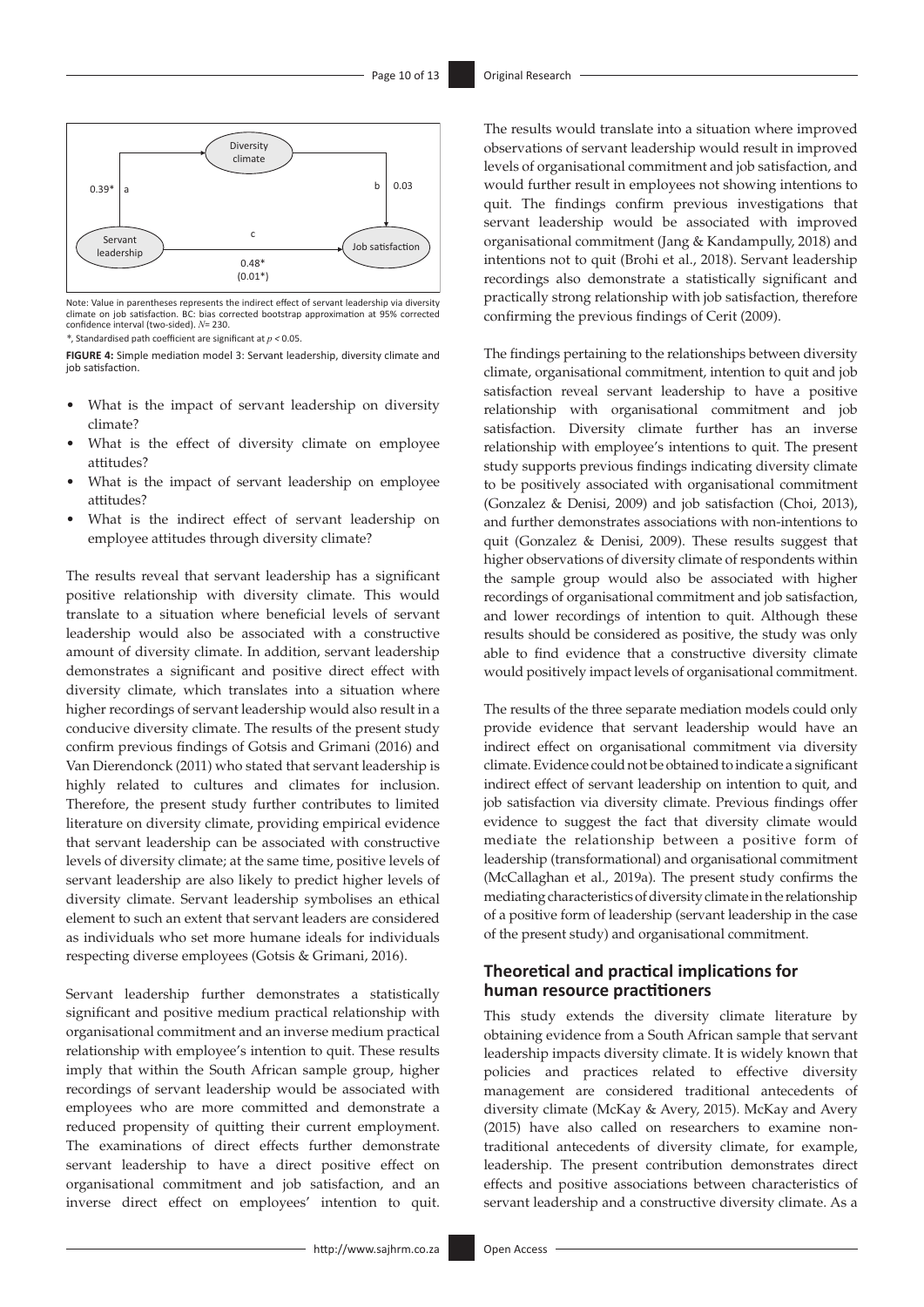Diversity climate

0.39* a

b 0.03

Servant leadership

c

Job satisfaction

0.48*
(0.01*)

Note: Value in parentheses represents the indirect effect of servant leadership via diversity climate on job satisfaction. BC: bias corrected bootstrap approximation at 95% corrected confidence interval (two-sided). *N* = 230.

*, Standardised path coefficient are significant at $p < 0.05$.

**FIGURE 4:** Simple mediation model 3: Servant leadership, diversity climate and job satisfaction.

- What is the impact of servant leadership on diversity climate?
- What is the effect of diversity climate on employee attitudes?
- What is the impact of servant leadership on employee attitudes?
- What is the indirect effect of servant leadership on employee attitudes through diversity climate?

The results reveal that servant leadership has a significant positive relationship with diversity climate. This would translate to a situation where beneficial levels of servant leadership would also be associated with a constructive amount of diversity climate. In addition, servant leadership demonstrates a significant and positive direct effect with diversity climate, which translates into a situation where higher recordings of servant leadership would also result in a conducive diversity climate. The results of the present study confirm previous findings of Gotsis and Grimani (2016) and Van Dierendonck (2011) who stated that servant leadership is highly related to cultures and climates for inclusion. Therefore, the present study further contributes to limited literature on diversity climate, providing empirical evidence that servant leadership can be associated with constructive levels of diversity climate; at the same time, positive levels of servant leadership are also likely to predict higher levels of diversity climate. Servant leadership symbolises an ethical element to such an extent that servant leaders are considered as individuals who set more humane ideals for individuals respecting diverse employees (Gotsis & Grimani, 2016).

Servant leadership further demonstrates a statistically significant and positive medium practical relationship with organisational commitment and an inverse medium practical relationship with employee's intention to quit. These results imply that within the South African sample group, higher recordings of servant leadership would be associated with employees who are more committed and demonstrate a reduced propensity of quitting their current employment. The examinations of direct effects further demonstrate servant leadership to have a direct positive effect on organisational commitment and job satisfaction, and an inverse direct effect on employees' intention to quit. The results would translate into a situation where improved observations of servant leadership would result in improved levels of organisational commitment and job satisfaction, and would further result in employees not showing intentions to quit. The findings confirm previous investigations that servant leadership would be associated with improved organisational commitment (Jang & Kandampully, 2018) and intentions not to quit (Brohi et al., 2018). Servant leadership recordings also demonstrate a statistically significant and practically strong relationship with job satisfaction, therefore confirming the previous findings of Cerit (2009).

The findings pertaining to the relationships between diversity climate, organisational commitment, intention to quit and job satisfaction reveal servant leadership to have a positive relationship with organisational commitment and job satisfaction. Diversity climate further has an inverse relationship with employee's intentions to quit. The present study supports previous findings indicating diversity climate to be positively associated with organisational commitment (Gonzalez & Denisi, 2009) and job satisfaction (Choi, 2013), and further demonstrates associations with non-intentions to quit (Gonzalez & Denisi, 2009). These results suggest that higher observations of diversity climate of respondents within the sample group would also be associated with higher recordings of organisational commitment and job satisfaction, and lower recordings of intention to quit. Although these results should be considered as positive, the study was only able to find evidence that a constructive diversity climate would positively impact levels of organisational commitment.

The results of the three separate mediation models could only provide evidence that servant leadership would have an indirect effect on organisational commitment via diversity climate. Evidence could not be obtained to indicate a significant indirect effect of servant leadership on intention to quit, and job satisfaction via diversity climate. Previous findings offer evidence to suggest the fact that diversity climate would mediate the relationship between a positive form of leadership (transformational) and organisational commitment (McCallaghan et al., 2019a). The present study confirms the mediating characteristics of diversity climate in the relationship of a positive form of leadership (servant leadership in the case of the present study) and organisational commitment.

### Theoretical and practical implications for human resource practitioners

This study extends the diversity climate literature by obtaining evidence from a South African sample that servant leadership impacts diversity climate. It is widely known that policies and practices related to effective diversity management are considered traditional antecedents of diversity climate (McKay & Avery, 2015). McKay and Avery (2015) have also called on researchers to examine non-traditional antecedents of diversity climate, for example, leadership. The present contribution demonstrates direct effects and positive associations between characteristics of servant leadership and a constructive diversity climate. As a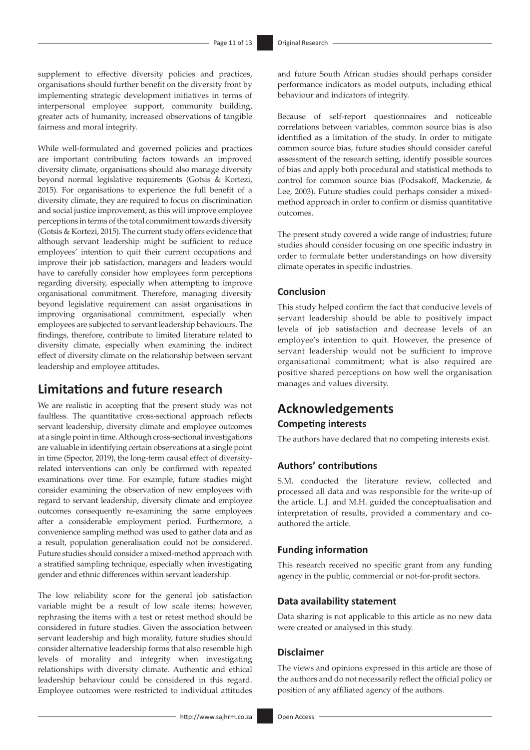supplement to effective diversity policies and practices, organisations should further benefit on the diversity front by implementing strategic development initiatives in terms of interpersonal employee support, community building, greater acts of humanity, increased observations of tangible fairness and moral integrity.

While well-formulated and governed policies and practices are important contributing factors towards an improved diversity climate, organisations should also manage diversity beyond normal legislative requirements (Gotsis & Kortezi, 2015). For organisations to experience the full benefit of a diversity climate, they are required to focus on discrimination and social justice improvement, as this will improve employee perceptions in terms of the total commitment towards diversity (Gotsis & Kortezi, 2015). The current study offers evidence that although servant leadership might be sufficient to reduce employees' intention to quit their current occupations and improve their job satisfaction, managers and leaders would have to carefully consider how employees form perceptions regarding diversity, especially when attempting to improve organisational commitment. Therefore, managing diversity beyond legislative requirement can assist organisations in improving organisational commitment, especially when employees are subjected to servant leadership behaviours. The findings, therefore, contribute to limited literature related to diversity climate, especially when examining the indirect effect of diversity climate on the relationship between servant leadership and employee attitudes.

## Limitations and future research

We are realistic in accepting that the present study was not faultless. The quantitative cross-sectional approach reflects servant leadership, diversity climate and employee outcomes at a single point in time. Although cross-sectional investigations are valuable in identifying certain observations at a single point in time (Spector, 2019), the long-term causal effect of diversity-related interventions can only be confirmed with repeated examinations over time. For example, future studies might consider examining the observation of new employees with regard to servant leadership, diversity climate and employee outcomes consequently re-examining the same employees after a considerable employment period. Furthermore, a convenience sampling method was used to gather data and as a result, population generalisation could not be considered. Future studies should consider a mixed-method approach with a stratified sampling technique, especially when investigating gender and ethnic differences within servant leadership.

The low reliability score for the general job satisfaction variable might be a result of low scale items; however, rephrasing the items with a test or retest method should be considered in future studies. Given the association between servant leadership and high morality, future studies should consider alternative leadership forms that also resemble high levels of morality and integrity when investigating relationships with diversity climate. Authentic and ethical leadership behaviour could be considered in this regard. Employee outcomes were restricted to individual attitudes and future South African studies should perhaps consider performance indicators as model outputs, including ethical behaviour and indicators of integrity.

Because of self-report questionnaires and noticeable correlations between variables, common source bias is also identified as a limitation of the study. In order to mitigate common source bias, future studies should consider careful assessment of the research setting, identify possible sources of bias and apply both procedural and statistical methods to control for common source bias (Podsakoff, Mackenzie, & Lee, 2003). Future studies could perhaps consider a mixed-method approach in order to confirm or dismiss quantitative outcomes.

The present study covered a wide range of industries; future studies should consider focusing on one specific industry in order to formulate better understandings on how diversity climate operates in specific industries.

### Conclusion

This study helped confirm the fact that conducive levels of servant leadership should be able to positively impact levels of job satisfaction and decrease levels of an employee's intention to quit. However, the presence of servant leadership would not be sufficient to improve organisational commitment; what is also required are positive shared perceptions on how well the organisation manages and values diversity.

## Acknowledgements

### Competing interests

The authors have declared that no competing interests exist.

### Authors' contributions

S.M. conducted the literature review, collected and processed all data and was responsible for the write-up of the article. L.J. and M.H. guided the conceptualisation and interpretation of results, provided a commentary and co-authored the article.

### Funding information

This research received no specific grant from any funding agency in the public, commercial or not-for-profit sectors.

### Data availability statement

Data sharing is not applicable to this article as no new data were created or analysed in this study.

### Disclaimer

The views and opinions expressed in this article are those of the authors and do not necessarily reflect the official policy or position of any affiliated agency of the authors.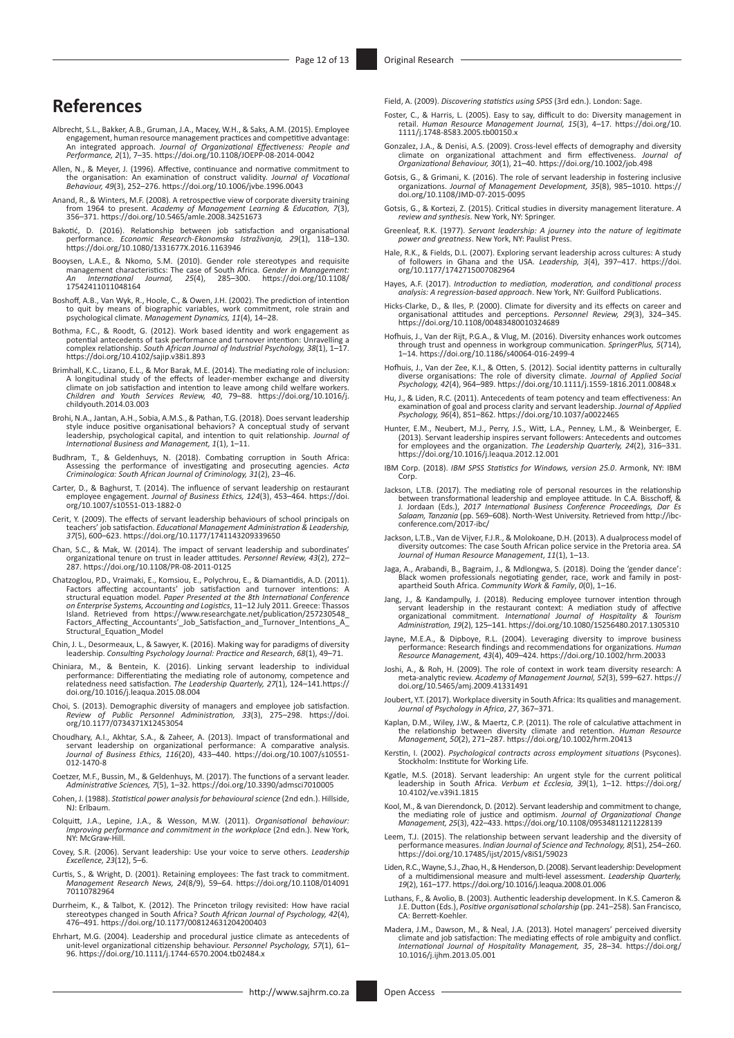# References

Albrecht, S.L., Bakker, A.B., Gruman, J.A., Macey, W.H., & Saks, A.M. (2015). Employee engagement, human resource management practices and competitive advantage: An integrated approach. *Journal of Organizational Effectiveness: People and Performance, 2*(1), 7–35. https://doi.org/10.1108/JOEPP-08-2014-0042

Allen, N., & Meyer, J. (1996). Affective, continuance and normative commitment to the organisation: An examination of construct validity. *Journal of Vocational Behaviour, 49*(3), 252–276. https://doi.org/10.1006/jvbe.1996.0043

Anand, R., & Winters, M.F. (2008). A retrospective view of corporate diversity training from 1964 to present. *Academy of Management Learning & Education, 7*(3), 356–371. https://doi.org/10.5465/amle.2008.34251673

Bakotić, D. (2016). Relationship between job satisfaction and organisational performance. *Economic Research-Ekonomska Istraživanja, 29*(1), 118–130. https://doi.org/10.1080/1331677X.2016.1163946

Booysen, L.A.E., & Nkomo, S.M. (2010). Gender role stereotypes and requisite management characteristics: The case of South Africa. *Gender in Management: An International Journal, 25*(4), 285–300. https://doi.org/10.1108/17542411011048164

Boshoff, A.B., Van Wyk, R., Hoole, C., & Owen, J.H. (2002). The prediction of intention to quit by means of biographic variables, work commitment, role strain and psychological climate. *Management Dynamics, 11*(4), 14–28.

Bothma, F.C., & Roodt, G. (2012). Work based identity and work engagement as potential antecedents of task performance and turnover intention: Unravelling a complex relationship. *South African Journal of Industrial Psychology, 38*(1), 1–17. https://doi.org/10.4102/sajip.v38i1.893

Brimhall, K.C., Lizano, E.L., & Mor Barak, M.E. (2014). The mediating role of inclusion: A longitudinal study of the effects of leader-member exchange and diversity climate on job satisfaction and intention to leave among child welfare workers. *Children and Youth Services Review, 40*, 79–88. https://doi.org/10.1016/j.childyouth.2014.03.003

Brohi, N.A., Jantan, A.H., Sobia, A.M.S., & Pathan, T.G. (2018). Does servant leadership style induce positive organisational behaviors? A conceptual study of servant leadership, psychological capital, and intention to quit relationship. *Journal of International Business and Management, 1*(1), 1–11.

Budhram, T., & Geldenhuys, N. (2018). Combating corruption in South Africa: Assessing the performance of investigating and prosecuting agencies. *Acta Criminologica: South African Journal of Criminology, 31*(2), 23–46.

Carter, D., & Baghurst, T. (2014). The influence of servant leadership on restaurant employee engagement. *Journal of Business Ethics, 124*(3), 453–464. https://doi.org/10.1007/s10551-013-1882-0

Cerit, Y. (2009). The effects of servant leadership behaviours of school principals on teachers' job satisfaction. *Educational Management Administration & Leadership, 37*(5), 600–623. https://doi.org/10.1177/1741143209339650

Chan, S.C., & Mak, W. (2014). The impact of servant leadership and subordinates' organizational tenure on trust in leader attitudes. *Personnel Review, 43*(2), 272–287. https://doi.org/10.1108/PR-08-2011-0125

Chatzoglou, P.D., Vraimaki, E., Komsiou, E., Polychrou, E., & Diamantidis, A.D. (2011). Factors affecting accountants' job satisfaction and turnover intentions: A structural equation model. *Paper Presented at the 8th International Conference on Enterprise Systems, Accounting and Logistics*, 11–12 July 2011. Greece: Thassos Island. Retrieved from https://www.researchgate.net/publication/257230548_Factors_Affecting_Accountants'_Job_Satisfaction_and_Turnover_Intentions_A_Structural_Equation_Model

Chin, J. L., Desormeaux, L., & Sawyer, K. (2016). Making way for paradigms of diversity leadership. *Consulting Psychology Journal: Practice and Research, 68*(1), 49–71.

Chiniara, M., & Bentein, K. (2016). Linking servant leadership to individual performance: Differentiating the mediating role of autonomy, competence and relatedness need satisfaction. *The Leadership Quarterly, 27*(1), 124–141.https://doi.org/10.1016/j.leaqua.2015.08.004

Choi, S. (2013). Demographic diversity of managers and employee job satisfaction. *Review of Public Personnel Administration, 33*(3), 275–298. https://doi.org/10.1177/0734371X12453054

Choudhary, A.I., Akhtar, S.A., & Zaheer, A. (2013). Impact of transformational and servant leadership on organizational performance: A comparative analysis. *Journal of Business Ethics, 116*(20), 433–440. https://doi.org/10.1007/s10551-012-1470-8

Coetzer, M.F., Bussin, M., & Geldenhuys, M. (2017). The functions of a servant leader. *Administrative Sciences, 7*(5), 1–32. https://doi.org/10.3390/admsci7010005

Cohen, J. (1988). *Statistical power analysis for behavioural science* (2nd edn.). Hillside, NJ: Erlbaum.

Colquitt, J.A., Lepine, J.A., & Wesson, M.W. (2011). *Organisational behaviour: Improving performance and commitment in the workplace* (2nd edn.). New York, NY: McGraw-Hill.

Covey, S.R. (2006). Servant leadership: Use your voice to serve others. *Leadership Excellence, 23*(12), 5–6.

Curtis, S., & Wright, D. (2001). Retaining employees: The fast track to commitment. *Management Research News, 24*(8/9), 59–64. https://doi.org/10.1108/01409170110782964

Durrheim, K., & Talbot, K. (2012). The Princeton trilogy revisited: How have racial stereotypes changed in South Africa? *South African Journal of Psychology, 42*(4), 476–491. https://doi.org/10.1177/008124631204200403

Ehrhart, M.G. (2004). Leadership and procedural justice climate as antecedents of unit-level organizational citizenship behaviour. *Personnel Psychology, 57*(1), 61–96. https://doi.org/10.1111/j.1744-6570.2004.tb02484.x

Field, A. (2009). *Discovering statistics using SPSS* (3rd edn.). London: Sage.

Foster, C., & Harris, L. (2005). Easy to say, difficult to do: Diversity management in retail. *Human Resource Management Journal, 15*(3), 4–17. https://doi.org/10.1111/j.1748-8583.2005.tb00150.x

Gonzalez, J.A., & Denisi, A.S. (2009). Cross-level effects of demography and diversity climate on organizational attachment and firm effectiveness. *Journal of Organizational Behaviour, 30*(1), 21–40. https://doi.org/10.1002/job.498

Gotsis, G., & Grimani, K. (2016). The role of servant leadership in fostering inclusive organizations. *Journal of Management Development, 35*(8), 985–1010. https://doi.org/10.1108/JMD-07-2015-0095

Gotsis, G., & Kortezi, Z. (2015). Critical studies in diversity management literature. *A review and synthesis*. New York, NY: Springer.

Greenleaf, R.K. (1977). *Servant leadership: A journey into the nature of legitimate power and greatness*. New York, NY: Paulist Press.

Hale, R.K., & Fields, D.L. (2007). Exploring servant leadership across cultures: A study of followers in Ghana and the USA. *Leadership, 3*(4), 397–417. https://doi.org/10.1177/1742715007082964

Hayes, A.F. (2017). *Introduction to mediation, moderation, and conditional process analysis: A regression-based approach*. New York, NY: Guilford Publications.

Hicks-Clarke, D., & Iles, P. (2000). Climate for diversity and its effects on career and organisational attitudes and perceptions. *Personnel Review, 29*(3), 324–345. https://doi.org/10.1108/00483480010324689

Hofhuis, J., Van der Rijt, P.G.A., & Vlug, M. (2016). Diversity enhances work outcomes through trust and openness in workgroup communication. *SpringerPlus, 5*(714), 1–14. https://doi.org/10.1186/s40064-016-2499-4

Hofhuis, J., Van der Zee, K.I., & Otten, S. (2012). Social identity patterns in culturally diverse organisations: The role of diversity climate. *Journal of Applied Social Psychology, 42*(4), 964–989. https://doi.org/10.1111/j.1559-1816.2011.00848.x

Hu, J., & Liden, R.C. (2011). Antecedents of team potency and team effectiveness: An examination of goal and process clarity and servant leadership. *Journal of Applied Psychology, 96*(4), 851–862. https://doi.org/10.1037/a0022465

Hunter, E.M., Neubert, M.J., Perry, J.S., Witt, L.A., Penney, L.M., & Weinberger, E. (2013). Servant leadership inspires servant followers: Antecedents and outcomes for employees and the organization. *The Leadership Quarterly, 24*(2), 316–331. https://doi.org/10.1016/j.leaqua.2012.12.001

IBM Corp. (2018). *IBM SPSS Statistics for Windows, version 25.0*. Armonk, NY: IBM Corp.

Jackson, L.T.B. (2017). The mediating role of personal resources in the relationship between transformational leadership and employee attitude. In C.A. Bisschoff, & J. Jordaan (Eds.), *2017 International Business Conference Proceedings, Dar Es Salaam, Tanzania* (pp. 569–608). North-West University. Retrieved from http://ibc-conference.com/2017-ibc/

Jackson, L.T.B., Van de Vijver, F.J.R., & Molokoane, D.H. (2013). A dualprocess model of diversity outcomes: The case South African police service in the Pretoria area. *SA Journal of Human Resource Management, 11*(1), 1–13.

Jaga, A., Arabandi, B., Bagraim, J., & Mdlongwa, S. (2018). Doing the 'gender dance': Black women professionals negotiating gender, race, work and family in post-apartheid South Africa. *Community Work & Family, 0*(0), 1–16.

Jang, J., & Kandampully, J. (2018). Reducing employee turnover intention through servant leadership in the restaurant context: A mediation study of affective organizational commitment. *International Journal of Hospitality & Tourism Administration, 19*(2), 125–141. https://doi.org/10.1080/15256480.2017.1305310

Jayne, M.E.A., & Dipboye, R.L. (2004). Leveraging diversity to improve business performance: Research findings and recommendations for organizations. *Human Resource Management, 43*(4), 409–424. https://doi.org/10.1002/hrm.20033

Joshi, A., & Roh, H. (2009). The role of context in work team diversity research: A meta-analytic review. *Academy of Management Journal, 52*(3), 599–627. https://doi.org/10.5465/amj.2009.41331491

Joubert, Y.T. (2017). Workplace diversity in South Africa: Its qualities and management. *Journal of Psychology in Africa, 27*, 367–371.

Kaplan, D.M., Wiley, J.W., & Maertz, C.P. (2011). The role of calculative attachment in the relationship between diversity climate and retention. *Human Resource Management, 50*(2), 271–287. https://doi.org/10.1002/hrm.20413

Kerstin, I. (2002). *Psychological contracts across employment situations* (Psycones). Stockholm: Institute for Working Life.

Kgatle, M.S. (2018). Servant leadership: An urgent style for the current political leadership in South Africa. *Verbum et Ecclesia, 39*(1), 1–12. https://doi.org/10.4102/ve.v39i1.1815

Kool, M., & van Dierendonck, D. (2012). Servant leadership and commitment to change, the mediating role of justice and optimism. *Journal of Organizational Change Management, 25*(3), 422–433. https://doi.org/10.1108/09534811211228139

Leem, T.J. (2015). The relationship between servant leadership and the diversity of performance measures. *Indian Journal of Science and Technology, 8*(S1), 254–260. https://doi.org/10.17485/ijst/2015/v8iS1/59023

Liden, R.C., Wayne, S.J., Zhao, H., & Henderson, D. (2008). Servant leadership: Development of a multidimensional measure and multi-level assessment. *Leadership Quarterly, 19*(2), 161–177. https://doi.org/10.1016/j.leaqua.2008.01.006

Luthans, F., & Avolio, B. (2003). Authentic leadership development. In K.S. Cameron & J.E. Dutton (Eds.), *Positive organisational scholarship* (pp. 241–258). San Francisco, CA: Berrett-Koehler.

Madera, J.M., Dawson, M., & Neal, J.A. (2013). Hotel managers' perceived diversity climate and job satisfaction: The mediating effects of role ambiguity and conflict. *International Journal of Hospitality Management, 35*, 28–34. https://doi.org/10.1016/j.ijhm.2013.05.001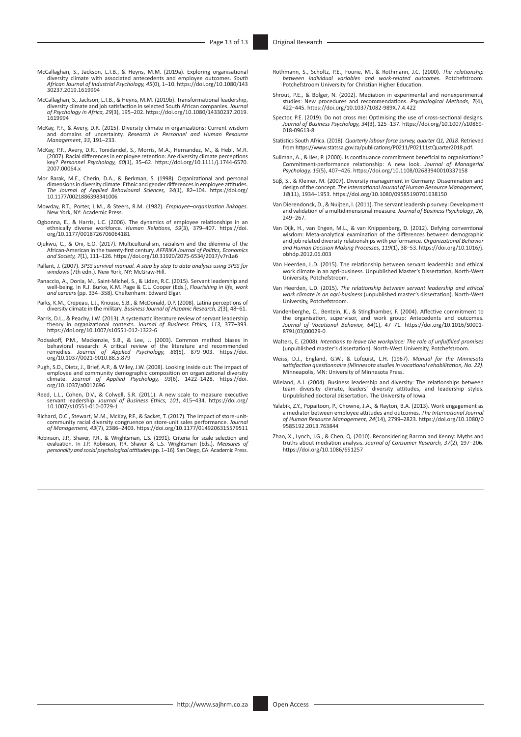McCallaghan, S., Jackson, L.T.B., & Heyns, M.M. (2019a). Exploring organisational diversity climate with associated antecedents and employee outcomes. *South African Journal of Industrial Psychology, 45*(0), 1–10. https://doi.org/10.1080/14330237.2019.1619994

McCallaghan, S., Jackson, L.T.B., & Heyns, M.M. (2019b). Transformational leadership, diversity climate and job satisfaction in selected South African companies. *Journal of Psychology in Africa, 29*(3), 195–202. https://doi.org/10.1080/14330237.2019.1619994

McKay, P.F., & Avery, D.R. (2015). Diversity climate in organizations: Current wisdom and domains of uncertainty. *Research in Personnel and Human Resource Management*, *33*, 191–233.

McKay, P.F., Avery, D.R., Tonidandel, S., Morris, M.A., Hernandez, M., & Hebl, M.R. (2007). Racial differences in employee retention: Are diversity climate perceptions key? *Personnel Psychology, 60*(1), 35–62. https://doi.org/10.1111/j.1744-6570.2007.00064.x

Mor Barak, M.E., Cherin, D.A., & Berkman, S. (1998). Organizational and personal dimensions in diversity climate: Ethnic and gender differences in employee attitudes. *The Journal of Applied Behavioural Sciences, 34*(1), 82–104. https://doi.org/10.1177/0021886398341006

Mowday, R.T., Porter, L.M., & Steers, R.M. (1982). *Employee–organization linkages*. New York, NY: Academic Press.

Ogbonna, E., & Harris, L.C. (2006). The dynamics of employee relationships in an ethnically diverse workforce. *Human Relations, 59*(3), 379–407. https://doi.org/10.1177/0018726706064181

Ojukwu, C., & Oni, E.O. (2017). Multiculturalism, racialism and the dilemma of the African-American in the twenty-first century. *AFFRIKA Journal of Politics, Economics and Society, 7*(1), 111–126. https://doi.org/10.31920/2075-6534/2017/v7n1a6

Pallant, J. (2007). *SPSS survival manual. A step by step to data analysis using SPSS for windows* (7th edn.). New York, NY: McGraw-Hill.

Panaccio, A., Donia, M., Saint-Michel, S., & Liden, R.C. (2015). Servant leadership and well-being. In R.J. Burke, K.M. Page & C.L. Cooper (Eds.), *Flourishing in life, work and careers* (pp. 334–358). Cheltenham: Edward Elgar.

Parks, K.M., Crepeau, L.J., Knouse, S.B., & McDonald, D.P. (2008). Latina perceptions of diversity climate in the military. *Business Journal of Hispanic Research, 2*(3), 48–61.

Parris, D.L., & Peachy, J.W. (2013). A systematic literature review of servant leadership theory in organizational contexts. *Journal of Business Ethics, 113*, 377–393. https://doi.org/10.1007/s10551-012-1322-6

Podsakoff, P.M., Mackenzie, S.B., & Lee, J. (2003). Common method biases in behavioral research: A critical review of the literature and recommended remedies. *Journal of Applied Psychology, 88*(5), 879–903. https://doi.org/10.1037/0021-9010.88.5.879

Pugh, S.D., Dietz, J., Brief, A.P., & Wiley, J.W. (2008). Looking inside out: The impact of employee and community demographic composition on organizational diversity climate. *Journal of Applied Psychology, 93*(6), 1422–1428. https://doi.org/10.1037/a0012696

Reed, L.L., Cohen, D.V., & Colwell, S.R. (2011). A new scale to measure executive servant leadership. *Journal of Business Ethics, 101*, 415–434. https://doi.org/10.1007/s10551-010-0729-1

Richard, O.C., Stewart, M.M., McKay, P.F., & Sacket, T. (2017). The impact of store-unit-community racial diversity congruence on store-unit sales performance. *Journal of Management, 43*(7), 2386–2403. https://doi.org/10.1177/0149206315579511

Robinson, J.P., Shaver, P.R., & Wrightsman, L.S. (1991). Criteria for scale selection and evaluation. In J.P. Robinson, P.R. Shaver & L.S. Wrightsman (Eds.), *Measures of personality and social psychological attitudes* (pp. 1–16). San Diego, CA: Academic Press.

Rothmann, S., Scholtz, P.E., Fourie, M., & Rothmann, J.C. (2000). *The relationship between individual variables and work-related outcomes*. Potchefstroom: Potchefstroom University for Christian Higher Education.

Shrout, P.E., & Bolger, N. (2002). Mediation in experimental and nonexperimental studies: New procedures and recommendations. *Psychological Methods, 7*(4), 422–445. https://doi.org/10.1037/1082-989X.7.4.422

Spector, P.E. (2019). Do not cross me: Optimising the use of cross-sectional designs. *Journal of Business Psychology, 34*(3), 125–137. https://doi.org/10.1007/s10869-018-09613-8

Statistics South Africa. (2018). *Quarterly labour force survey, quarter Q1, 2018*. Retrieved from https://www.statssa.gov.za/publications/P0211/P02111stQuarter2018.pdf.

Suliman, A., & Iles, P. (2000). Is continuance commitment beneficial to organisations? Commitment-performance relationship: A new look. *Journal of Managerial Psychology, 15*(5), 407–426. https://doi.org/10.1108/02683940010337158

Süβ, S., & Kleiner, M. (2007). Diversity management in Germany: Dissemination and design of the concept. *The International Journal of Human Resource Management, 18*(11), 1934–1953. https://doi.org/10.1080/09585190701638150

Van Dierendonck, D., & Nuijten, I. (2011). The servant leadership survey: Development and validation of a multidimensional measure. *Journal of Business Psychology*, *26*, 249–267.

Van Dijk, H., van Engen, M.L., & van Knippenberg, D. (2012). Defying conventional wisdom: Meta-analytical examination of the differences between demographic and job related diversity relationships with performance. *Organizational Behavior and Human Decision Making Processes, 119*(1), 38–53. https://doi.org/10.1016/j.obhdp.2012.06.003

Van Heerden, L.D. (2015). The relationship between servant leadership and ethical work climate in an agri-business. Unpublished Master's Dissertation, North-West University, Potchefstroom.

Van Heerden, L.D. (2015). *The relationship between servant leadership and ethical work climate in an agri-business* (unpublished master's dissertation). North-West University, Potchefstroom.

Vandenberghe, C., Bentein, K., & Stinglhamber, F. (2004). Affective commitment to the organisation, supervisor, and work group: Antecedents and outcomes. *Journal of Vocational Behavior, 64*(1), 47–71. https://doi.org/10.1016/S0001-8791(03)00029-0

Walters, E. (2008). *Intentions to leave the workplace: The role of unfulfilled promises* (unpublished master's dissertation). North-West University, Potchefstroom.

Weiss, D.J., England, G.W., & Lofquist, L.H. (1967). *Manual for the Minnesota satisfaction questionnaire (Minnesota studies in vocational rehabilitation, No. 22)*. Minneapolis, MN: University of Minnesota Press.

Wieland, A.J. (2004). Business leadership and diversity: The relationships between team diversity climate, leaders' diversity attitudes, and leadership styles. Unpublished doctoral dissertation. The University of Iowa.

Yalabik, Z.Y., Popaitoon, P., Chowne, J.A., & Rayton, B.A. (2013). Work engagement as a mediator between employee attitudes and outcomes. *The International Journal of Human Resource Management, 24*(14), 2799–2823. https://doi.org/10.1080/09585192.2013.763844

Zhao, X., Lynch, J.G., & Chen, Q. (2010). Reconsidering Barron and Kenny: Myths and truths about mediation analysis. *Journal of Consumer Research, 37*(2), 197–206. https://doi.org/10.1086/651257